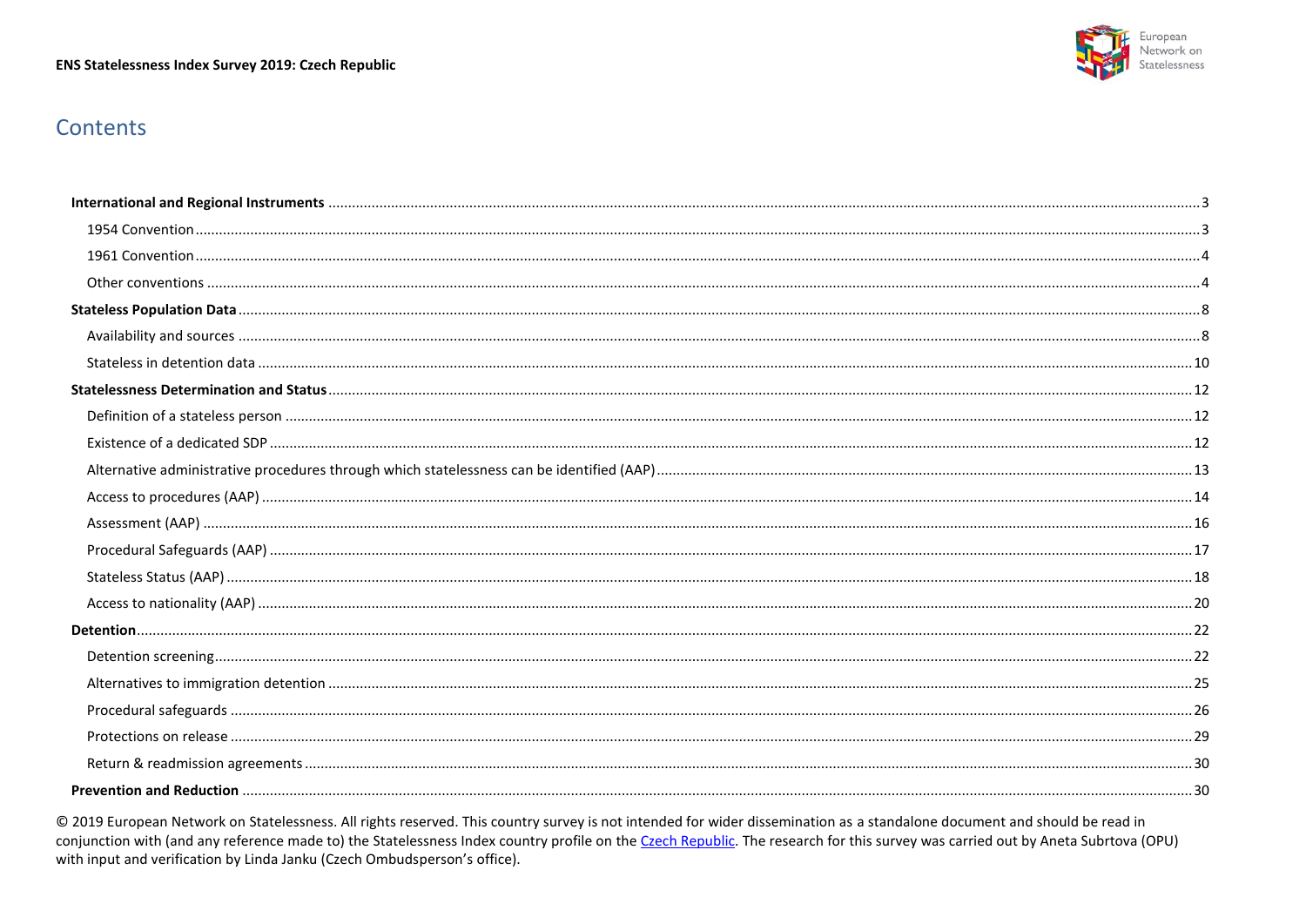# Contents

- **International and Regional Instruments** .......... 3
  - 1954 Convention .......... 3
  - 1961 Convention .......... 4
  - Other conventions .......... 4
- **Stateless Population Data** .......... 8
  - Availability and sources .......... 8
  - Stateless in detention data .......... 10
- **Statelessness Determination and Status** .......... 12
  - Definition of a stateless person .......... 12
  - Existence of a dedicated SDP .......... 12
  - Alternative administrative procedures through which statelessness can be identified (AAP) .......... 13
  - Access to procedures (AAP) .......... 14
  - Assessment (AAP) .......... 16
  - Procedural Safeguards (AAP) .......... 17
  - Stateless Status (AAP) .......... 18
  - Access to nationality (AAP) .......... 20
- **Detention** .......... 22
  - Detention screening .......... 22
  - Alternatives to immigration detention .......... 25
  - Procedural safeguards .......... 26
  - Protections on release .......... 29
  - Return & readmission agreements .......... 30
- **Prevention and Reduction** .......... 30

© 2019 European Network on Statelessness. All rights reserved. This country survey is not intended for wider dissemination as a standalone document and should be read in conjunction with (and any reference made to) the Statelessness Index country profile on the Czech Republic. The research for this survey was carried out by Aneta Subrtova (OPU) with input and verification by Linda Janku (Czech Ombudsperson's office).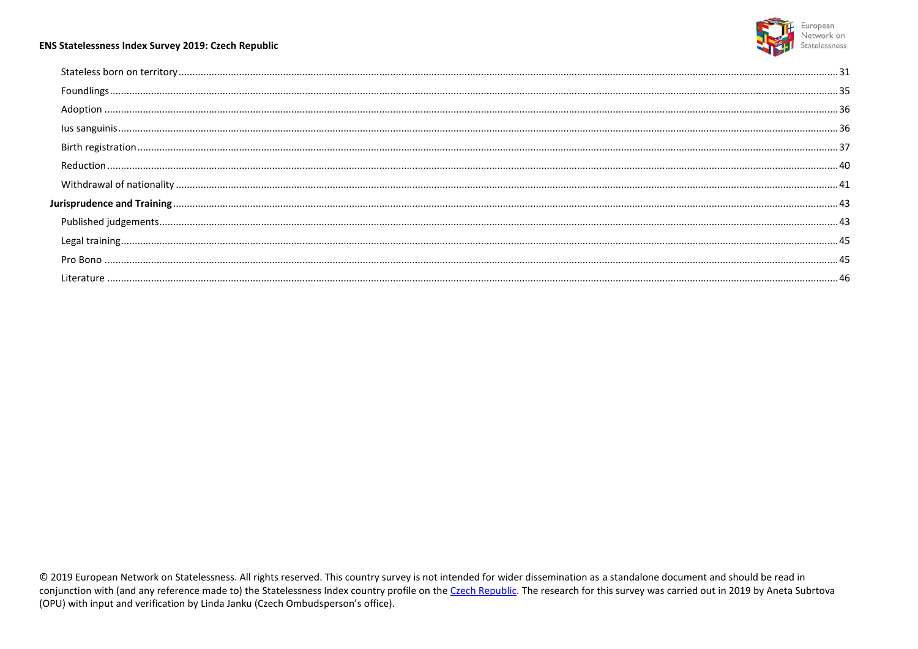Stateless born on territory ........ 31

Foundlings ........ 35

Adoption ........ 36

Ius sanguinis ........ 36

Birth registration ........ 37

Reduction ........ 40

Withdrawal of nationality ........ 41

**Jurisprudence and Training** ........ 43

Published judgements ........ 43

Legal training ........ 45

Pro Bono ........ 45

Literature ........ 46

© 2019 European Network on Statelessness. All rights reserved. This country survey is not intended for wider dissemination as a standalone document and should be read in conjunction with (and any reference made to) the Statelessness Index country profile on the Czech Republic. The research for this survey was carried out in 2019 by Aneta Subrtova (OPU) with input and verification by Linda Janku (Czech Ombudsperson's office).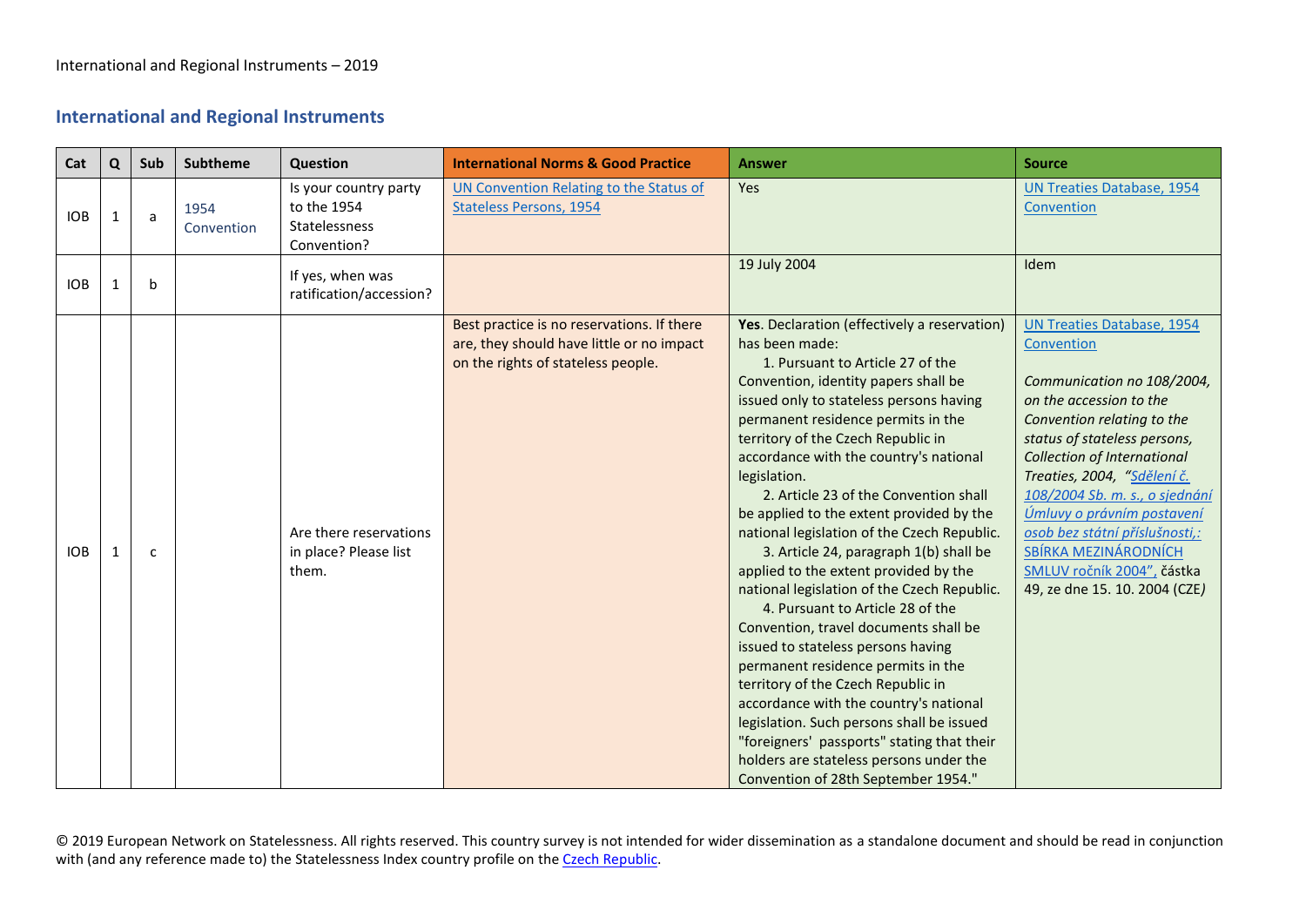## International and Regional Instruments

| Cat | Q | Sub | Subtheme | Question | International Norms & Good Practice | Answer | Source |
|---|---|---|---|---|---|---|---|
| IOB | 1 | a | 1954 Convention | Is your country party to the 1954 Statelessness Convention? | UN Convention Relating to the Status of Stateless Persons, 1954 | Yes | UN Treaties Database, 1954 Convention |
| IOB | 1 | b | | If yes, when was ratification/accession? | | 19 July 2004 | Idem |
| IOB | 1 | c | | Are there reservations in place? Please list them. | Best practice is no reservations. If there are, they should have little or no impact on the rights of stateless people. | **Yes**. Declaration (effectively a reservation) has been made: 1. Pursuant to Article 27 of the Convention, identity papers shall be issued only to stateless persons having permanent residence permits in the territory of the Czech Republic in accordance with the country's national legislation. 2. Article 23 of the Convention shall be applied to the extent provided by the national legislation of the Czech Republic. 3. Article 24, paragraph 1(b) shall be applied to the extent provided by the national legislation of the Czech Republic. 4. Pursuant to Article 28 of the Convention, travel documents shall be issued to stateless persons having permanent residence permits in the territory of the Czech Republic in accordance with the country's national legislation. Such persons shall be issued "foreigners' passports" stating that their holders are stateless persons under the Convention of 28th September 1954." | UN Treaties Database, 1954 Convention<br><br>*Communication no 108/2004, on the accession to the Convention relating to the status of stateless persons, Collection of International Treaties, 2004, "Sdělení č. 108/2004 Sb. m. s., o sjednání Úmluvy o právním postavení osob bez státní příslušnosti,: SBÍRKA MEZINÁRODNÍCH SMLUV ročník 2004",* částka 49, ze dne 15. 10. 2004 (CZE*)* |

© 2019 European Network on Statelessness. All rights reserved. This country survey is not intended for wider dissemination as a standalone document and should be read in conjunction with (and any reference made to) the Statelessness Index country profile on the Czech Republic.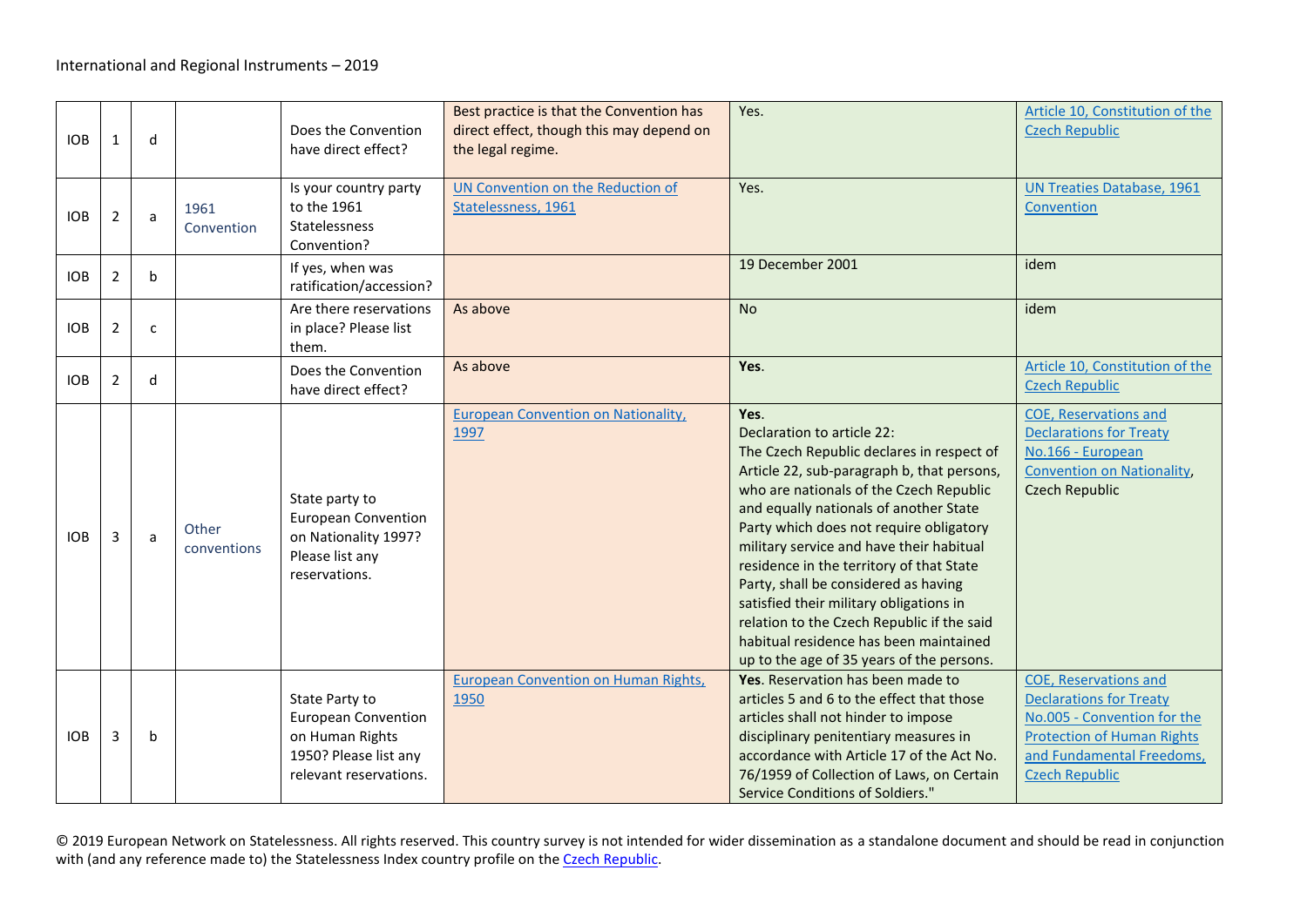International and Regional Instruments – 2019

| | | | | | | | |
|---|---|---|---|---|---|---|---|
| IOB | 1 | d | | Does the Convention have direct effect? | Best practice is that the Convention has direct effect, though this may depend on the legal regime. | Yes. | Article 10, Constitution of the Czech Republic |
| IOB | 2 | a | 1961 Convention | Is your country party to the 1961 Statelessness Convention? | UN Convention on the Reduction of Statelessness, 1961 | Yes. | UN Treaties Database, 1961 Convention |
| IOB | 2 | b | | If yes, when was ratification/accession? | | 19 December 2001 | idem |
| IOB | 2 | c | | Are there reservations in place? Please list them. | As above | No | idem |
| IOB | 2 | d | | Does the Convention have direct effect? | As above | **Yes**. | Article 10, Constitution of the Czech Republic |
| IOB | 3 | a | Other conventions | State party to European Convention on Nationality 1997? Please list any reservations. | European Convention on Nationality, 1997 | **Yes**.<br>Declaration to article 22:<br>The Czech Republic declares in respect of Article 22, sub-paragraph b, that persons, who are nationals of the Czech Republic and equally nationals of another State Party which does not require obligatory military service and have their habitual residence in the territory of that State Party, shall be considered as having satisfied their military obligations in relation to the Czech Republic if the said habitual residence has been maintained up to the age of 35 years of the persons. | COE, Reservations and Declarations for Treaty No.166 - European Convention on Nationality, Czech Republic |
| IOB | 3 | b | | State Party to European Convention on Human Rights 1950? Please list any relevant reservations. | European Convention on Human Rights, 1950 | **Yes**. Reservation has been made to articles 5 and 6 to the effect that those articles shall not hinder to impose disciplinary penitentiary measures in accordance with Article 17 of the Act No. 76/1959 of Collection of Laws, on Certain Service Conditions of Soldiers." | COE, Reservations and Declarations for Treaty No.005 - Convention for the Protection of Human Rights and Fundamental Freedoms, Czech Republic |

© 2019 European Network on Statelessness. All rights reserved. This country survey is not intended for wider dissemination as a standalone document and should be read in conjunction with (and any reference made to) the Statelessness Index country profile on the Czech Republic.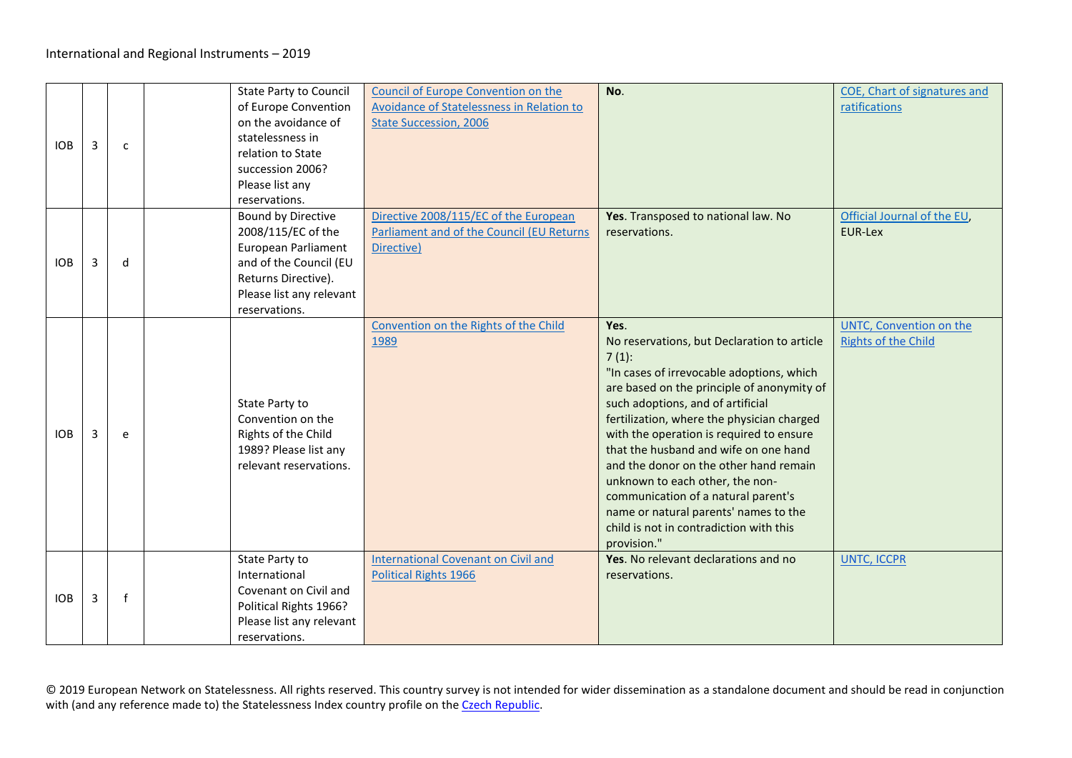| IOB | 3 | c | | State Party to Council of Europe Convention on the avoidance of statelessness in relation to State succession 2006? Please list any reservations. | Council of Europe Convention on the Avoidance of Statelessness in Relation to State Succession, 2006 | **No**. | COE, Chart of signatures and ratifications |
|---|---|---|---|---|---|---|---|
| IOB | 3 | d | | Bound by Directive 2008/115/EC of the European Parliament and of the Council (EU Returns Directive). Please list any relevant reservations. | Directive 2008/115/EC of the European Parliament and of the Council (EU Returns Directive) | **Yes**. Transposed to national law. No reservations. | Official Journal of the EU, EUR-Lex |
| IOB | 3 | e | | State Party to Convention on the Rights of the Child 1989? Please list any relevant reservations. | Convention on the Rights of the Child 1989 | **Yes**.<br>No reservations, but Declaration to article 7 (1):<br>"In cases of irrevocable adoptions, which are based on the principle of anonymity of such adoptions, and of artificial fertilization, where the physician charged with the operation is required to ensure that the husband and wife on one hand and the donor on the other hand remain unknown to each other, the non-communication of a natural parent's name or natural parents' names to the child is not in contradiction with this provision." | UNTC, Convention on the Rights of the Child |
| IOB | 3 | f | | State Party to International Covenant on Civil and Political Rights 1966? Please list any relevant reservations. | International Covenant on Civil and Political Rights 1966 | **Yes**. No relevant declarations and no reservations. | UNTC, ICCPR |

© 2019 European Network on Statelessness. All rights reserved. This country survey is not intended for wider dissemination as a standalone document and should be read in conjunction with (and any reference made to) the Statelessness Index country profile on the Czech Republic.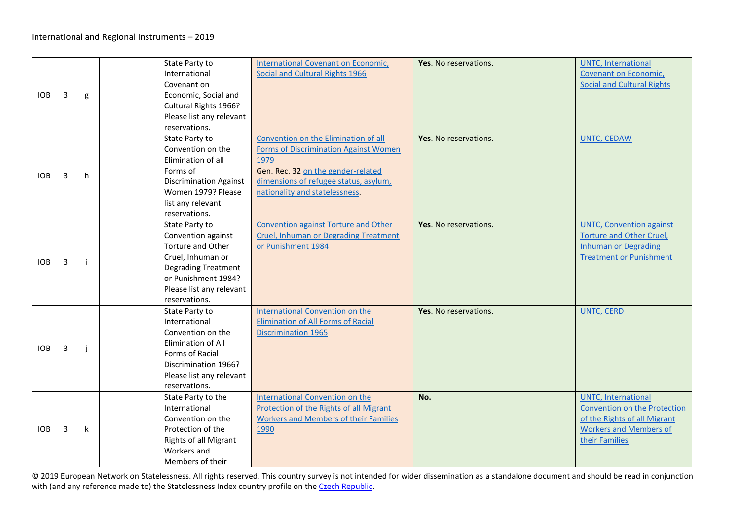| | | | | | | | |
|---|---|---|---|---|---|---|---|
| IOB | 3 | g | | State Party to International Covenant on Economic, Social and Cultural Rights 1966? Please list any relevant reservations. | International Covenant on Economic, Social and Cultural Rights 1966 | **Yes**. No reservations. | UNTC, International Covenant on Economic, Social and Cultural Rights |
| IOB | 3 | h | | State Party to Convention on the Elimination of all Forms of Discrimination Against Women 1979? Please list any relevant reservations. | Convention on the Elimination of all Forms of Discrimination Against Women 1979<br>Gen. Rec. 32 on the gender-related dimensions of refugee status, asylum, nationality and statelessness. | **Yes**. No reservations. | UNTC, CEDAW |
| IOB | 3 | i | | State Party to Convention against Torture and Other Cruel, Inhuman or Degrading Treatment or Punishment 1984? Please list any relevant reservations. | Convention against Torture and Other Cruel, Inhuman or Degrading Treatment or Punishment 1984 | **Yes**. No reservations. | UNTC, Convention against Torture and Other Cruel, Inhuman or Degrading Treatment or Punishment |
| IOB | 3 | j | | State Party to International Convention on the Elimination of All Forms of Racial Discrimination 1966? Please list any relevant reservations. | International Convention on the Elimination of All Forms of Racial Discrimination 1965 | **Yes**. No reservations. | UNTC, CERD |
| IOB | 3 | k | | State Party to the International Convention on the Protection of the Rights of all Migrant Workers and Members of their | International Convention on the Protection of the Rights of all Migrant Workers and Members of their Families 1990 | **No.** | UNTC, International Convention on the Protection of the Rights of all Migrant Workers and Members of their Families |

© 2019 European Network on Statelessness. All rights reserved. This country survey is not intended for wider dissemination as a standalone document and should be read in conjunction with (and any reference made to) the Statelessness Index country profile on the Czech Republic.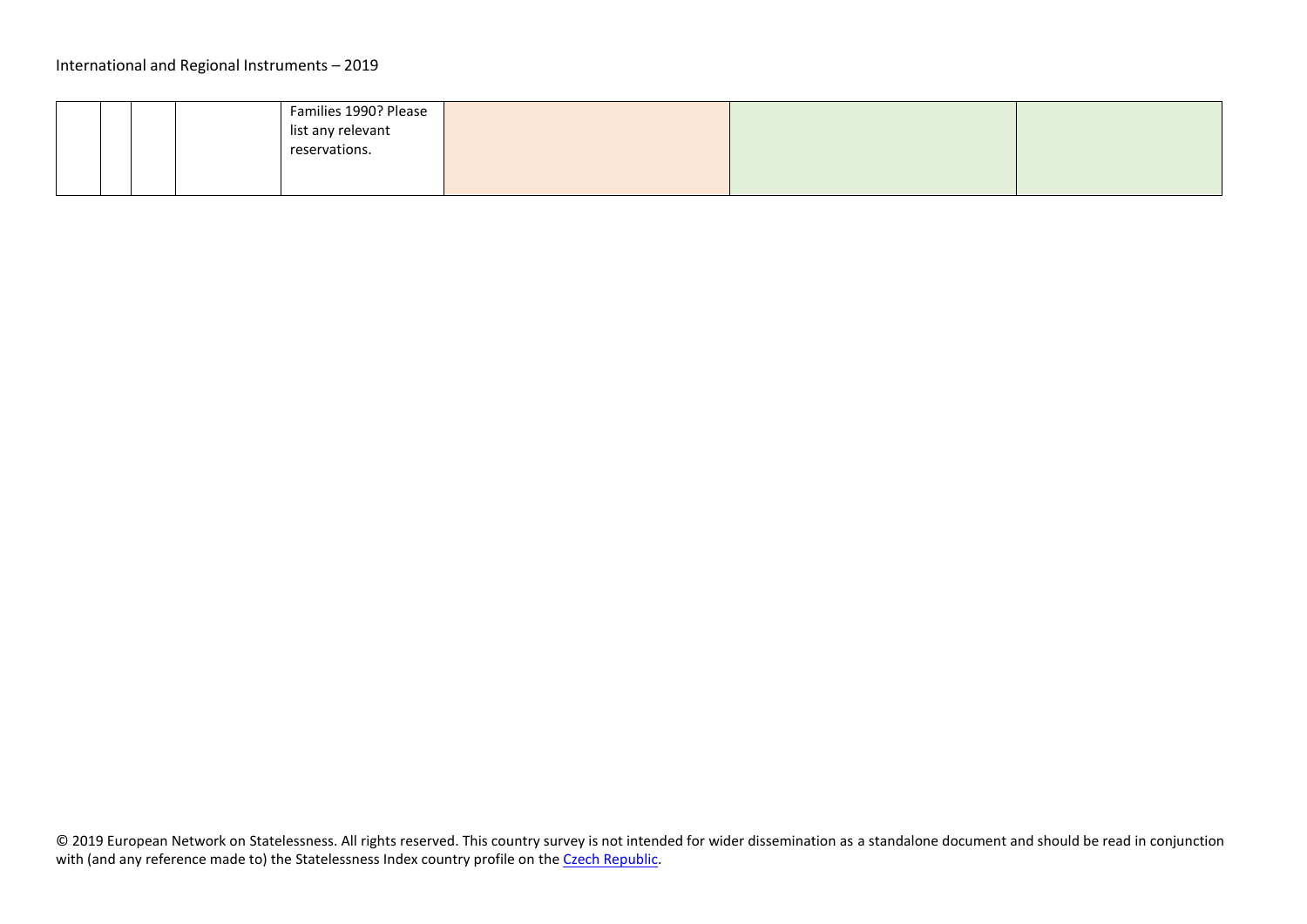|  |  |  |  | Families 1990? Please list any relevant reservations. |  |  |  |
|---|---|---|---|---|---|---|---|

© 2019 European Network on Statelessness. All rights reserved. This country survey is not intended for wider dissemination as a standalone document and should be read in conjunction with (and any reference made to) the Statelessness Index country profile on the Czech Republic.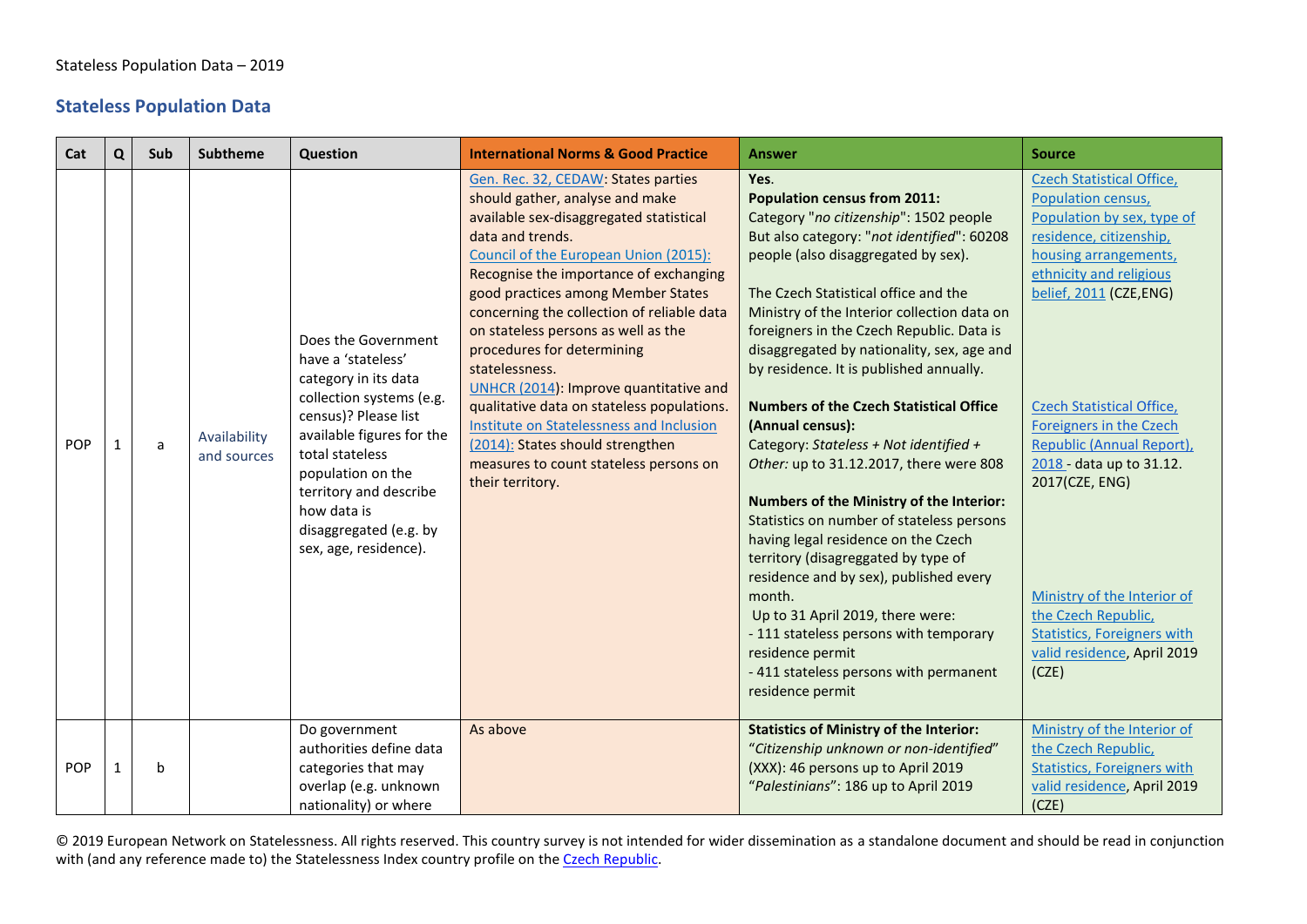Stateless Population Data – 2019

## Stateless Population Data

| Cat | Q | Sub | Subtheme | Question | International Norms & Good Practice | Answer | Source |
|---|---|---|---|---|---|---|---|
| POP | 1 | a | Availability and sources | Does the Government have a 'stateless' category in its data collection systems (e.g. census)? Please list available figures for the total stateless population on the territory and describe how data is disaggregated (e.g. by sex, age, residence). | Gen. Rec. 32, CEDAW: States parties should gather, analyse and make available sex-disaggregated statistical data and trends.<br>Council of the European Union (2015): Recognise the importance of exchanging good practices among Member States concerning the collection of reliable data on stateless persons as well as the procedures for determining statelessness.<br>UNHCR (2014): Improve quantitative and qualitative data on stateless populations.<br>Institute on Statelessness and Inclusion (2014): States should strengthen measures to count stateless persons on their territory. | **Yes.**<br>**Population census from 2011:**<br>Category "*no citizenship*": 1502 people<br>But also category: "*not identified*": 60208 people (also disaggregated by sex).<br><br>The Czech Statistical office and the Ministry of the Interior collection data on foreigners in the Czech Republic. Data is disaggregated by nationality, sex, age and by residence. It is published annually.<br><br>**Numbers of the Czech Statistical Office (Annual census):**<br>Category: *Stateless + Not identified + Other:* up to 31.12.2017, there were 808<br><br>**Numbers of the Ministry of the Interior:**<br>Statistics on number of stateless persons having legal residence on the Czech territory (disaggregated by type of residence and by sex), published every month.<br>Up to 31 April 2019, there were:<br>- 111 stateless persons with temporary residence permit<br>- 411 stateless persons with permanent residence permit | Czech Statistical Office, Population census, Population by sex, type of residence, citizenship, housing arrangements, ethnicity and religious belief, 2011 (CZE,ENG)<br><br>Czech Statistical Office, Foreigners in the Czech Republic (Annual Report), 2018 - data up to 31.12. 2017(CZE, ENG)<br><br>Ministry of the Interior of the Czech Republic, Statistics, Foreigners with valid residence, April 2019 (CZE) |
| POP | 1 | b | | Do government authorities define data categories that may overlap (e.g. unknown nationality) or where | As above | **Statistics of Ministry of the Interior:**<br>"*Citizenship unknown or non-identified*" (XXX): 46 persons up to April 2019<br>"*Palestinians*": 186 up to April 2019 | Ministry of the Interior of the Czech Republic, Statistics, Foreigners with valid residence, April 2019 (CZE) |

© 2019 European Network on Statelessness. All rights reserved. This country survey is not intended for wider dissemination as a standalone document and should be read in conjunction with (and any reference made to) the Statelessness Index country profile on the Czech Republic.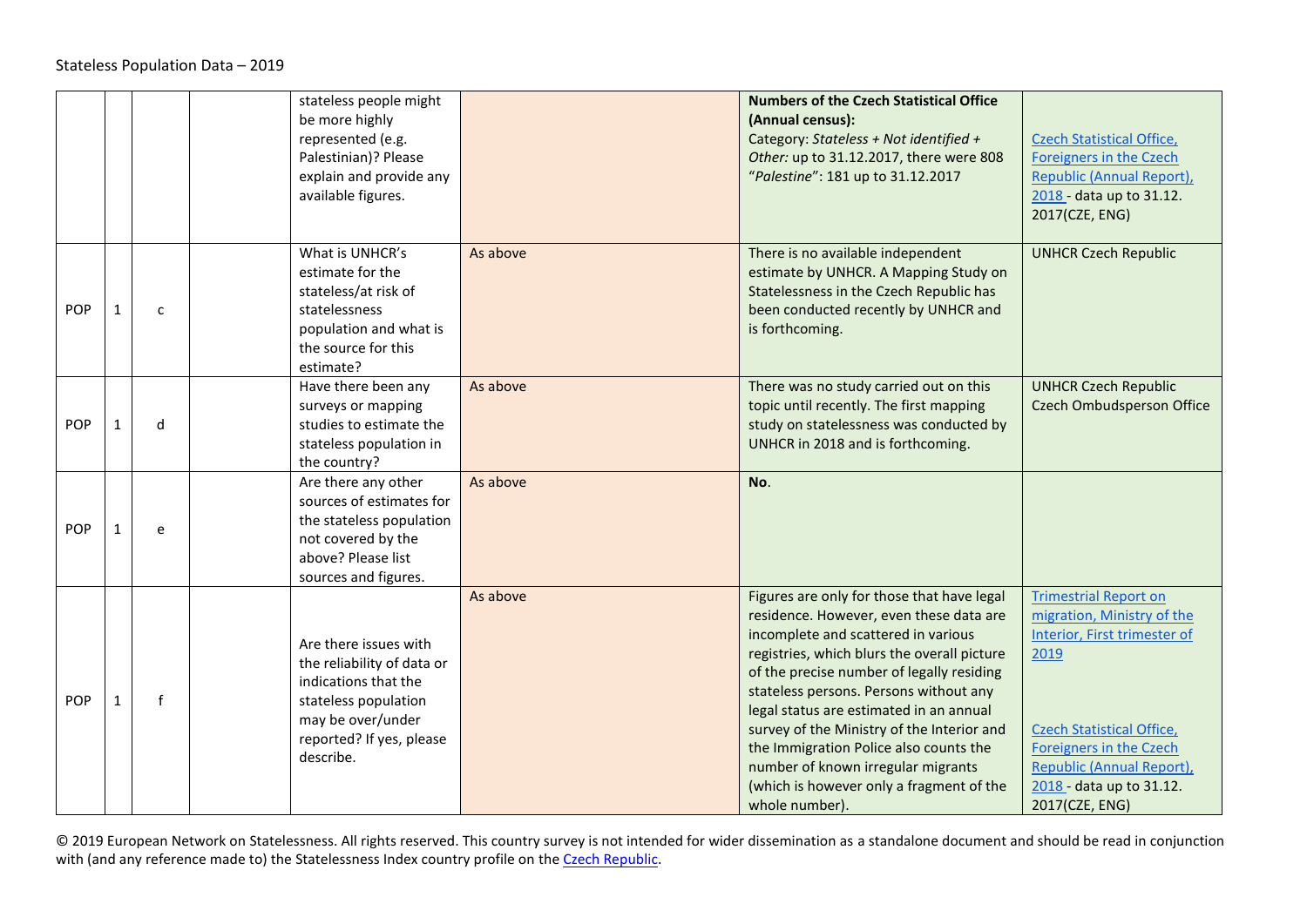| | | | | | | | |
|---|---|---|---|---|---|---|---|
| | | | | stateless people might be more highly represented (e.g. Palestinian)? Please explain and provide any available figures. | | **Numbers of the Czech Statistical Office (Annual census):** Category: *Stateless + Not identified + Other:* up to 31.12.2017, there were 808 "*Palestine*": 181 up to 31.12.2017 | Czech Statistical Office, Foreigners in the Czech Republic (Annual Report), 2018 - data up to 31.12. 2017(CZE, ENG) |
| POP | 1 | c | | What is UNHCR's estimate for the stateless/at risk of statelessness population and what is the source for this estimate? | As above | There is no available independent estimate by UNHCR. A Mapping Study on Statelessness in the Czech Republic has been conducted recently by UNHCR and is forthcoming. | UNHCR Czech Republic |
| POP | 1 | d | | Have there been any surveys or mapping studies to estimate the stateless population in the country? | As above | There was no study carried out on this topic until recently. The first mapping study on statelessness was conducted by UNHCR in 2018 and is forthcoming. | UNHCR Czech Republic Czech Ombudsperson Office |
| POP | 1 | e | | Are there any other sources of estimates for the stateless population not covered by the above? Please list sources and figures. | As above | **No**. | |
| POP | 1 | f | | Are there issues with the reliability of data or indications that the stateless population may be over/under reported? If yes, please describe. | As above | Figures are only for those that have legal residence. However, even these data are incomplete and scattered in various registries, which blurs the overall picture of the precise number of legally residing stateless persons. Persons without any legal status are estimated in an annual survey of the Ministry of the Interior and the Immigration Police also counts the number of known irregular migrants (which is however only a fragment of the whole number). | Trimestrial Report on migration, Ministry of the Interior, First trimester of 2019<br><br>Czech Statistical Office, Foreigners in the Czech Republic (Annual Report), 2018 - data up to 31.12. 2017(CZE, ENG) |

© 2019 European Network on Statelessness. All rights reserved. This country survey is not intended for wider dissemination as a standalone document and should be read in conjunction with (and any reference made to) the Statelessness Index country profile on the Czech Republic.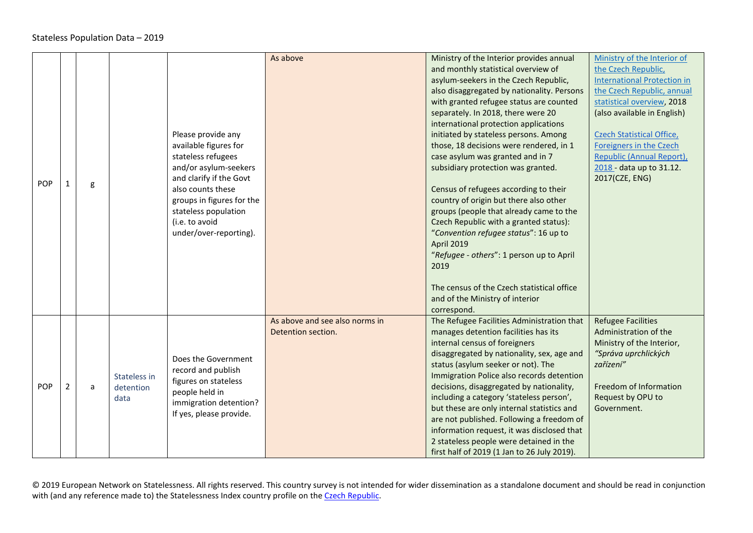Stateless Population Data – 2019

| | | | | | | | |
|---|---|---|---|---|---|---|---|
| POP | 1 | g | | Please provide any available figures for stateless refugees and/or asylum-seekers and clarify if the Govt also counts these groups in figures for the stateless population (i.e. to avoid under/over-reporting). | As above | Ministry of the Interior provides annual and monthly statistical overview of asylum-seekers in the Czech Republic, also disaggregated by nationality. Persons with granted refugee status are counted separately. In 2018, there were 20 international protection applications initiated by stateless persons. Among those, 18 decisions were rendered, in 1 case asylum was granted and in 7 subsidiary protection was granted.<br><br>Census of refugees according to their country of origin but there also other groups (people that already came to the Czech Republic with a granted status): "*Convention refugee status*": 16 up to April 2019<br>"*Refugee - others*": 1 person up to April 2019<br><br>The census of the Czech statistical office and of the Ministry of interior correspond. | Ministry of the Interior of the Czech Republic, International Protection in the Czech Republic, annual statistical overview, 2018 (also available in English)<br><br>Czech Statistical Office, Foreigners in the Czech Republic (Annual Report), 2018 - data up to 31.12. 2017(CZE, ENG) |
| POP | 2 | a | Stateless in detention data | Does the Government record and publish figures on stateless people held in immigration detention? If yes, please provide. | As above and see also norms in Detention section. | The Refugee Facilities Administration that manages detention facilities has its internal census of foreigners disaggregated by nationality, sex, age and status (asylum seeker or not). The Immigration Police also records detention decisions, disaggregated by nationality, including a category 'stateless person', but these are only internal statistics and are not published. Following a freedom of information request, it was disclosed that 2 stateless people were detained in the first half of 2019 (1 Jan to 26 July 2019). | Refugee Facilities Administration of the Ministry of the Interior, *"Správa uprchlických zařízení"*<br><br>Freedom of Information Request by OPU to Government. |

© 2019 European Network on Statelessness. All rights reserved. This country survey is not intended for wider dissemination as a standalone document and should be read in conjunction with (and any reference made to) the Statelessness Index country profile on the Czech Republic.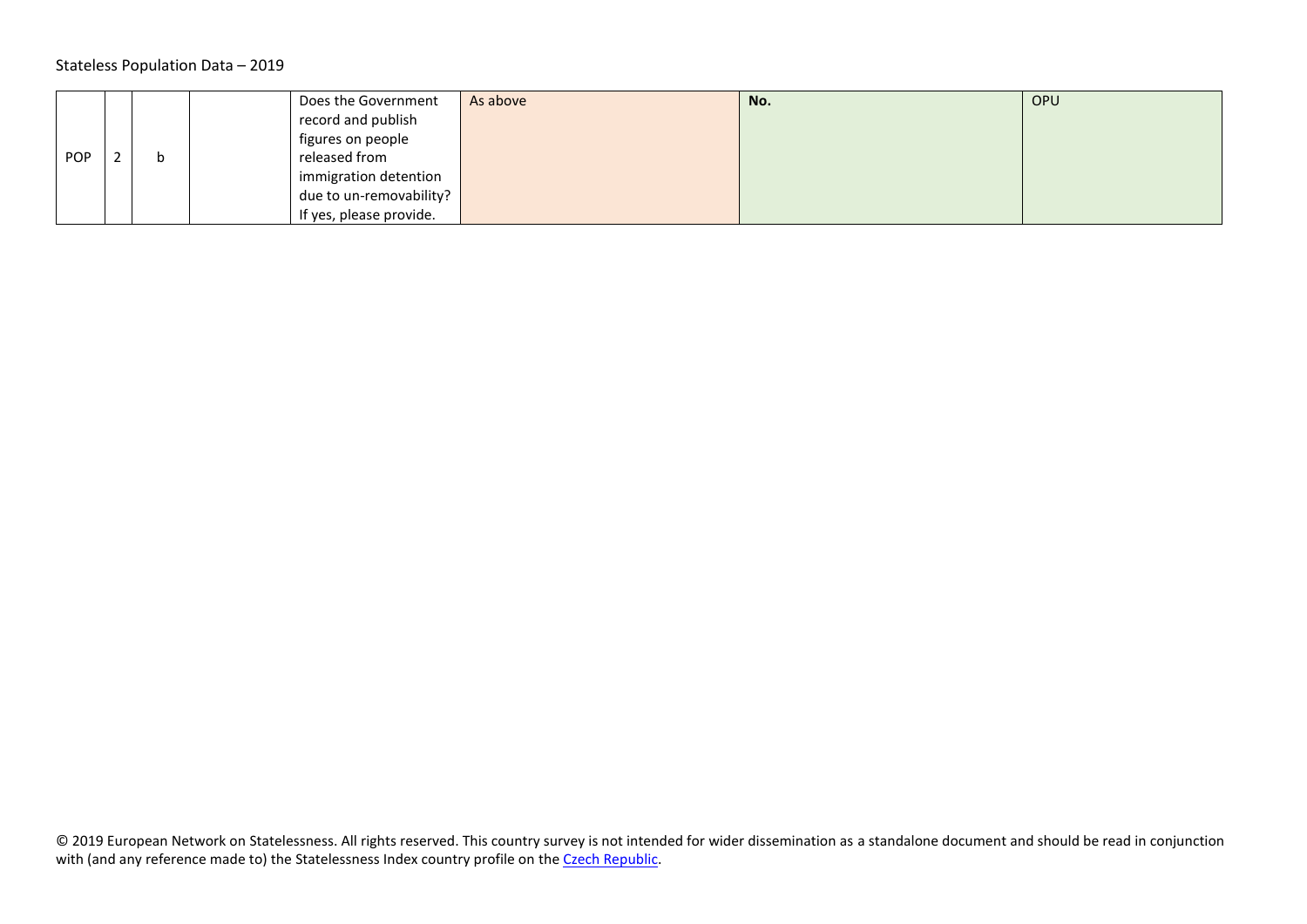Stateless Population Data – 2019

| | | | | | | | |
|---|---|---|---|---|---|---|---|
| POP | 2 | b | | Does the Government record and publish figures on people released from immigration detention due to un-removability? If yes, please provide. | As above | **No.** | OPU |

© 2019 European Network on Statelessness. All rights reserved. This country survey is not intended for wider dissemination as a standalone document and should be read in conjunction with (and any reference made to) the Statelessness Index country profile on the Czech Republic.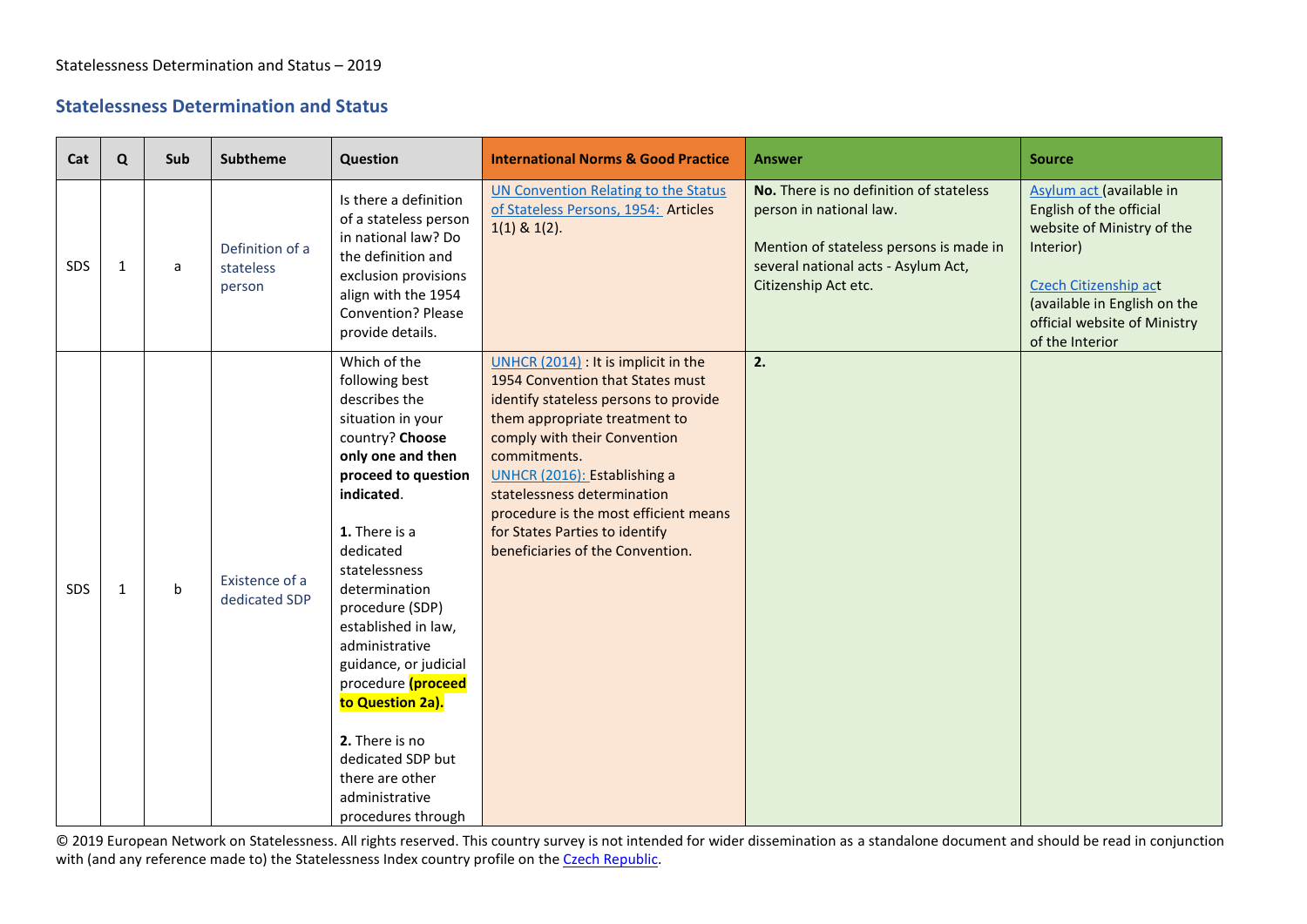## Statelessness Determination and Status

| Cat | Q | Sub | Subtheme | Question | International Norms & Good Practice | Answer | Source |
|---|---|---|---|---|---|---|---|
| SDS | 1 | a | Definition of a stateless person | Is there a definition of a stateless person in national law? Do the definition and exclusion provisions align with the 1954 Convention? Please provide details. | UN Convention Relating to the Status of Stateless Persons, 1954: Articles 1(1) & 1(2). | **No.** There is no definition of stateless person in national law.<br><br>Mention of stateless persons is made in several national acts - Asylum Act, Citizenship Act etc. | Asylum act (available in English of the official website of Ministry of the Interior)<br><br>Czech Citizenship act (available in English on the official website of Ministry of the Interior) |
| SDS | 1 | b | Existence of a dedicated SDP | Which of the following best describes the situation in your country? **Choose only one and then proceed to question indicated**.<br><br>**1.** There is a dedicated statelessness determination procedure (SDP) established in law, administrative guidance, or judicial procedure **(proceed to Question 2a).**<br><br>**2.** There is no dedicated SDP but there are other administrative procedures through | UNHCR (2014) : It is implicit in the 1954 Convention that States must identify stateless persons to provide them appropriate treatment to comply with their Convention commitments.<br>UNHCR (2016): Establishing a statelessness determination procedure is the most efficient means for States Parties to identify beneficiaries of the Convention. | **2.** | |

© 2019 European Network on Statelessness. All rights reserved. This country survey is not intended for wider dissemination as a standalone document and should be read in conjunction with (and any reference made to) the Statelessness Index country profile on the Czech Republic.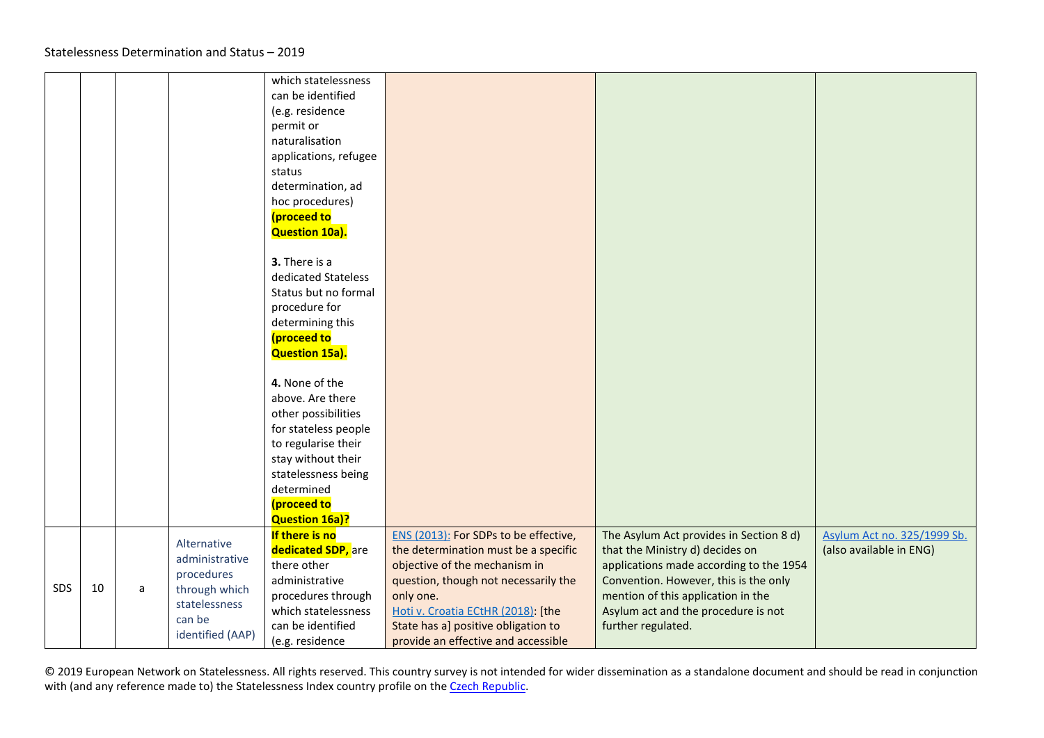| | | | | | | | |
|---|---|---|---|---|---|---|---|
| | | | | which statelessness can be identified (e.g. residence permit or naturalisation applications, refugee status determination, ad hoc procedures) **(proceed to Question 10a).**<br><br>**3.** There is a dedicated Stateless Status but no formal procedure for determining this **(proceed to Question 15a).**<br><br>**4.** None of the above. Are there other possibilities for stateless people to regularise their stay without their statelessness being determined **(proceed to Question 16a)?** | | | |
| SDS | 10 | a | Alternative administrative procedures through which statelessness can be identified (AAP) | **If there is no dedicated SDP,** are there other administrative procedures through which statelessness can be identified (e.g. residence | ENS (2013): For SDPs to be effective, the determination must be a specific objective of the mechanism in question, though not necessarily the only one.<br>Hoti v. Croatia ECtHR (2018): [the State has a] positive obligation to provide an effective and accessible | The Asylum Act provides in Section 8 d) that the Ministry d) decides on applications made according to the 1954 Convention. However, this is the only mention of this application in the Asylum act and the procedure is not further regulated. | Asylum Act no. 325/1999 Sb. (also available in ENG) |

© 2019 European Network on Statelessness. All rights reserved. This country survey is not intended for wider dissemination as a standalone document and should be read in conjunction with (and any reference made to) the Statelessness Index country profile on the Czech Republic.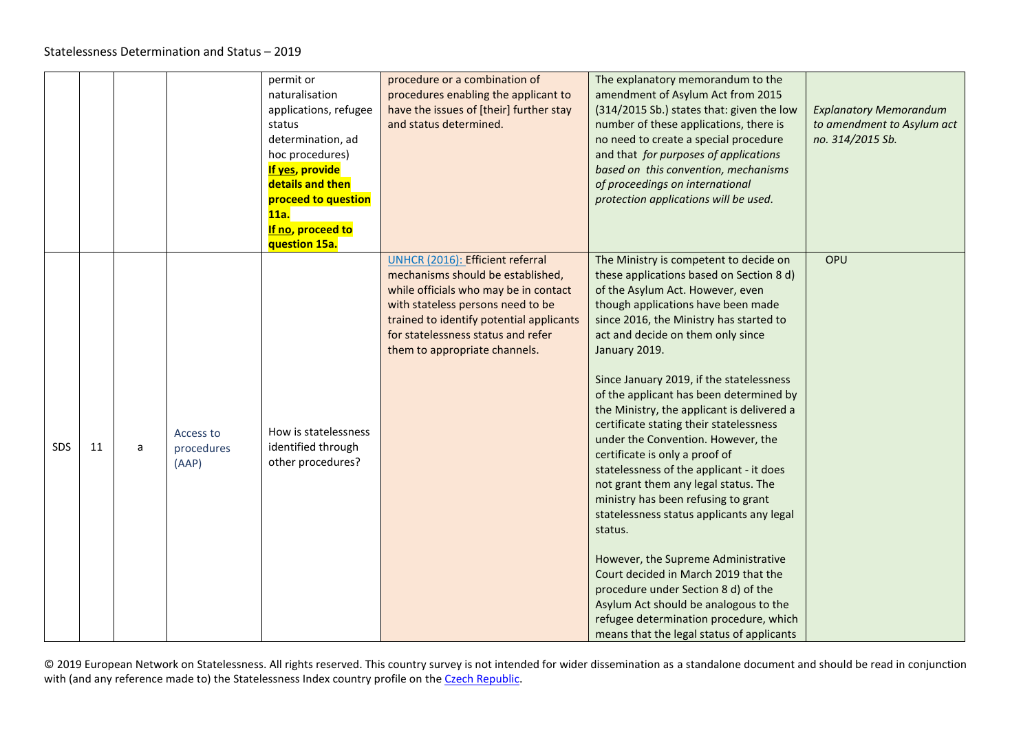| | | | | | | | |
|---|---|---|---|---|---|---|---|
| | | | | permit or naturalisation applications, refugee status determination, ad hoc procedures) **If yes, provide details and then proceed to question 11a.** **If no, proceed to question 15a.** | procedure or a combination of procedures enabling the applicant to have the issues of [their] further stay and status determined. | The explanatory memorandum to the amendment of Asylum Act from 2015 (314/2015 Sb.) states that: given the low number of these applications, there is no need to create a special procedure and that *for purposes of applications based on this convention, mechanisms of proceedings on international protection applications will be used.* | *Explanatory Memorandum to amendment to Asylum act no. 314/2015 Sb.* |
| SDS | 11 | a | Access to procedures (AAP) | How is statelessness identified through other procedures? | UNHCR (2016): Efficient referral mechanisms should be established, while officials who may be in contact with stateless persons need to be trained to identify potential applicants for statelessness status and refer them to appropriate channels. | The Ministry is competent to decide on these applications based on Section 8 d) of the Asylum Act. However, even though applications have been made since 2016, the Ministry has started to act and decide on them only since January 2019.<br><br>Since January 2019, if the statelessness of the applicant has been determined by the Ministry, the applicant is delivered a certificate stating their statelessness under the Convention. However, the certificate is only a proof of statelessness of the applicant - it does not grant them any legal status. The ministry has been refusing to grant statelessness status applicants any legal status.<br><br>However, the Supreme Administrative Court decided in March 2019 that the procedure under Section 8 d) of the Asylum Act should be analogous to the refugee determination procedure, which means that the legal status of applicants | OPU |

© 2019 European Network on Statelessness. All rights reserved. This country survey is not intended for wider dissemination as a standalone document and should be read in conjunction with (and any reference made to) the Statelessness Index country profile on the Czech Republic.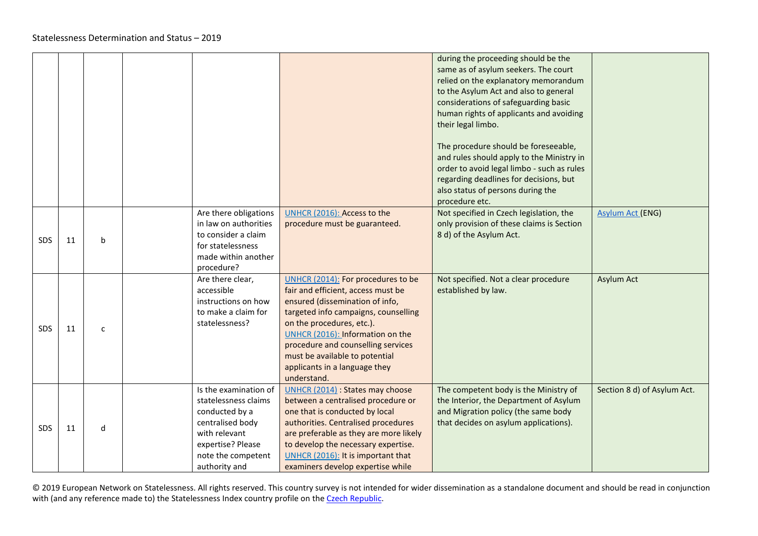| | | | | | | | |
|---|---|---|---|---|---|---|---|
| | | | | | | during the proceeding should be the same as of asylum seekers. The court relied on the explanatory memorandum to the Asylum Act and also to general considerations of safeguarding basic human rights of applicants and avoiding their legal limbo.<br><br>The procedure should be foreseeable, and rules should apply to the Ministry in order to avoid legal limbo - such as rules regarding deadlines for decisions, but also status of persons during the procedure etc. | |
| SDS | 11 | b | | Are there obligations in law on authorities to consider a claim for statelessness made within another procedure? | UNHCR (2016): Access to the procedure must be guaranteed. | Not specified in Czech legislation, the only provision of these claims is Section 8 d) of the Asylum Act. | Asylum Act (ENG) |
| SDS | 11 | c | | Are there clear, accessible instructions on how to make a claim for statelessness? | UNHCR (2014): For procedures to be fair and efficient, access must be ensured (dissemination of info, targeted info campaigns, counselling on the procedures, etc.).<br>UNHCR (2016): Information on the procedure and counselling services must be available to potential applicants in a language they understand. | Not specified. Not a clear procedure established by law. | Asylum Act |
| SDS | 11 | d | | Is the examination of statelessness claims conducted by a centralised body with relevant expertise? Please note the competent authority and | UNHCR (2014) : States may choose between a centralised procedure or one that is conducted by local authorities. Centralised procedures are preferable as they are more likely to develop the necessary expertise.<br>UNHCR (2016): It is important that examiners develop expertise while | The competent body is the Ministry of the Interior, the Department of Asylum and Migration policy (the same body that decides on asylum applications). | Section 8 d) of Asylum Act. |

© 2019 European Network on Statelessness. All rights reserved. This country survey is not intended for wider dissemination as a standalone document and should be read in conjunction with (and any reference made to) the Statelessness Index country profile on the Czech Republic.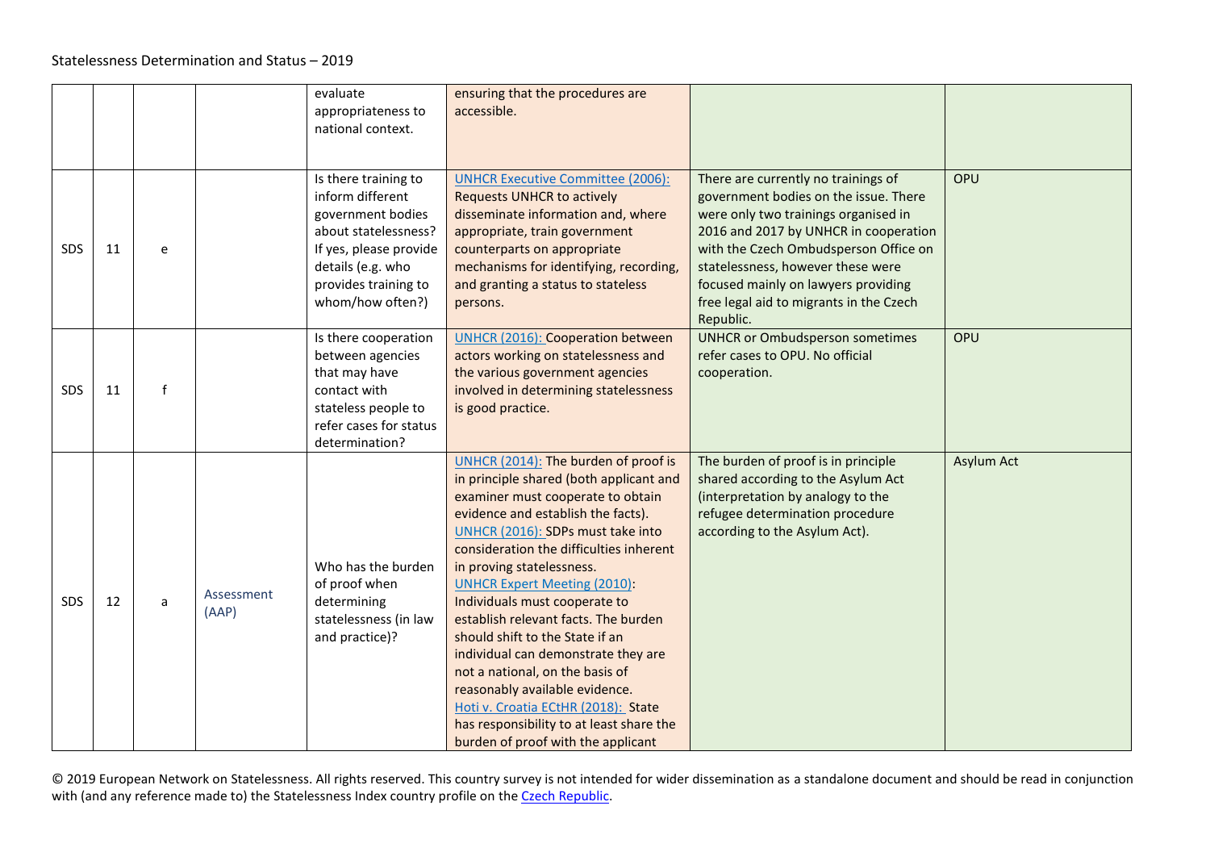| | | | | | | | |
|---|---|---|---|---|---|---|---|
| | | | | evaluate appropriateness to national context. | ensuring that the procedures are accessible. | | |
| SDS | 11 | e | | Is there training to inform different government bodies about statelessness? If yes, please provide details (e.g. who provides training to whom/how often?) | UNHCR Executive Committee (2006): Requests UNHCR to actively disseminate information and, where appropriate, train government counterparts on appropriate mechanisms for identifying, recording, and granting a status to stateless persons. | There are currently no trainings of government bodies on the issue. There were only two trainings organised in 2016 and 2017 by UNHCR in cooperation with the Czech Ombudsperson Office on statelessness, however these were focused mainly on lawyers providing free legal aid to migrants in the Czech Republic. | OPU |
| SDS | 11 | f | | Is there cooperation between agencies that may have contact with stateless people to refer cases for status determination? | UNHCR (2016): Cooperation between actors working on statelessness and the various government agencies involved in determining statelessness is good practice. | UNHCR or Ombudsperson sometimes refer cases to OPU. No official cooperation. | OPU |
| SDS | 12 | a | Assessment (AAP) | Who has the burden of proof when determining statelessness (in law and practice)? | UNHCR (2014): The burden of proof is in principle shared (both applicant and examiner must cooperate to obtain evidence and establish the facts). UNHCR (2016): SDPs must take into consideration the difficulties inherent in proving statelessness. UNHCR Expert Meeting (2010): Individuals must cooperate to establish relevant facts. The burden should shift to the State if an individual can demonstrate they are not a national, on the basis of reasonably available evidence. Hoti v. Croatia ECtHR (2018): State has responsibility to at least share the burden of proof with the applicant | The burden of proof is in principle shared according to the Asylum Act (interpretation by analogy to the refugee determination procedure according to the Asylum Act). | Asylum Act |

© 2019 European Network on Statelessness. All rights reserved. This country survey is not intended for wider dissemination as a standalone document and should be read in conjunction with (and any reference made to) the Statelessness Index country profile on the Czech Republic.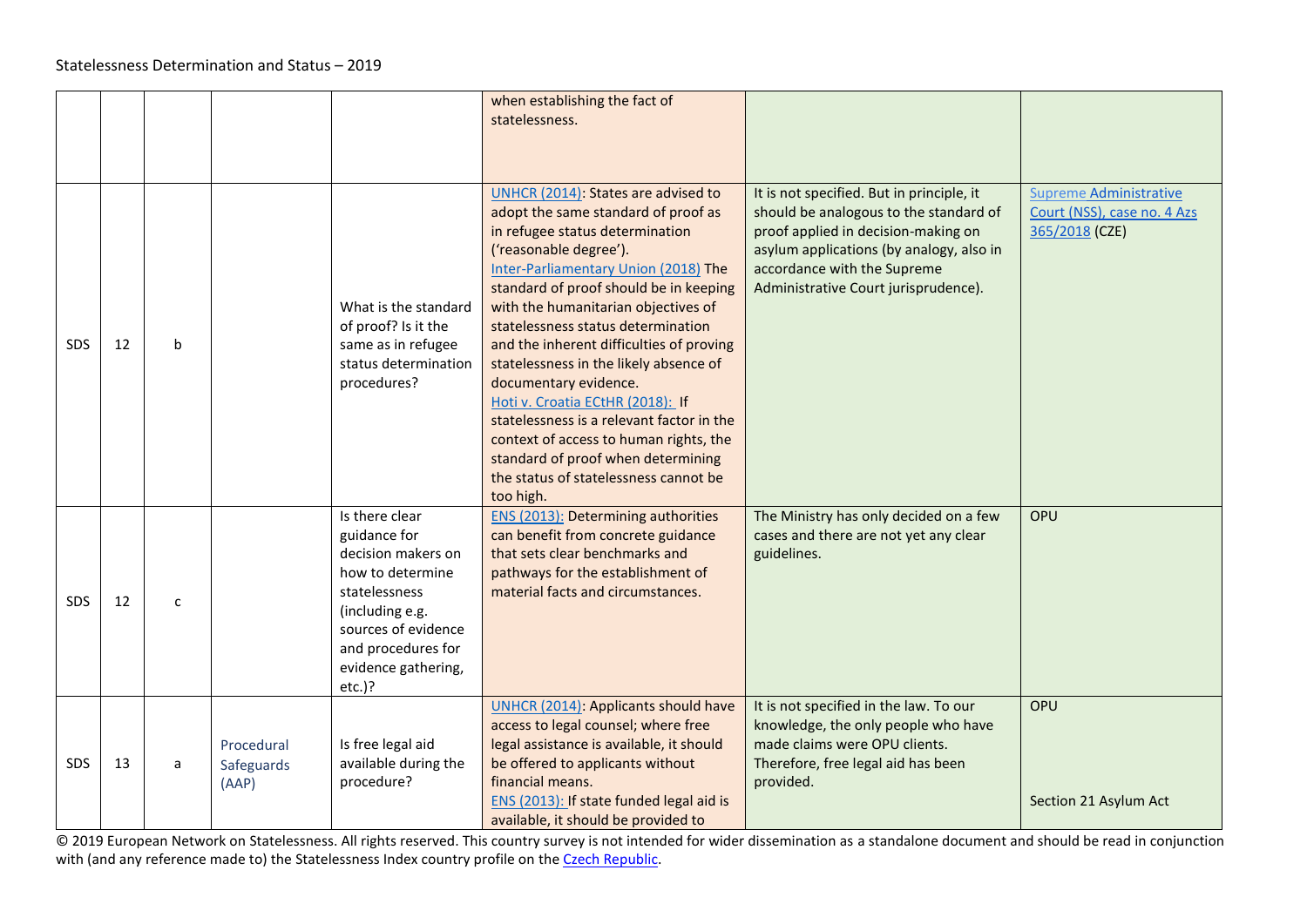| | | | | | | | |
|---|---|---|---|---|---|---|---|
| | | | | | when establishing the fact of statelessness. | | |
| SDS | 12 | b | | What is the standard of proof? Is it the same as in refugee status determination procedures? | UNHCR (2014): States are advised to adopt the same standard of proof as in refugee status determination ('reasonable degree'). Inter-Parliamentary Union (2018) The standard of proof should be in keeping with the humanitarian objectives of statelessness status determination and the inherent difficulties of proving statelessness in the likely absence of documentary evidence. Hoti v. Croatia ECtHR (2018): If statelessness is a relevant factor in the context of access to human rights, the standard of proof when determining the status of statelessness cannot be too high. | It is not specified. But in principle, it should be analogous to the standard of proof applied in decision-making on asylum applications (by analogy, also in accordance with the Supreme Administrative Court jurisprudence). | Supreme Administrative Court (NSS), case no. 4 Azs 365/2018 (CZE) |
| SDS | 12 | c | | Is there clear guidance for decision makers on how to determine statelessness (including e.g. sources of evidence and procedures for evidence gathering, etc.)? | ENS (2013): Determining authorities can benefit from concrete guidance that sets clear benchmarks and pathways for the establishment of material facts and circumstances. | The Ministry has only decided on a few cases and there are not yet any clear guidelines. | OPU |
| SDS | 13 | a | Procedural Safeguards (AAP) | Is free legal aid available during the procedure? | UNHCR (2014): Applicants should have access to legal counsel; where free legal assistance is available, it should be offered to applicants without financial means. ENS (2013): If state funded legal aid is available, it should be provided to | It is not specified in the law. To our knowledge, the only people who have made claims were OPU clients. Therefore, free legal aid has been provided. | OPU<br><br>Section 21 Asylum Act |

© 2019 European Network on Statelessness. All rights reserved. This country survey is not intended for wider dissemination as a standalone document and should be read in conjunction with (and any reference made to) the Statelessness Index country profile on the Czech Republic.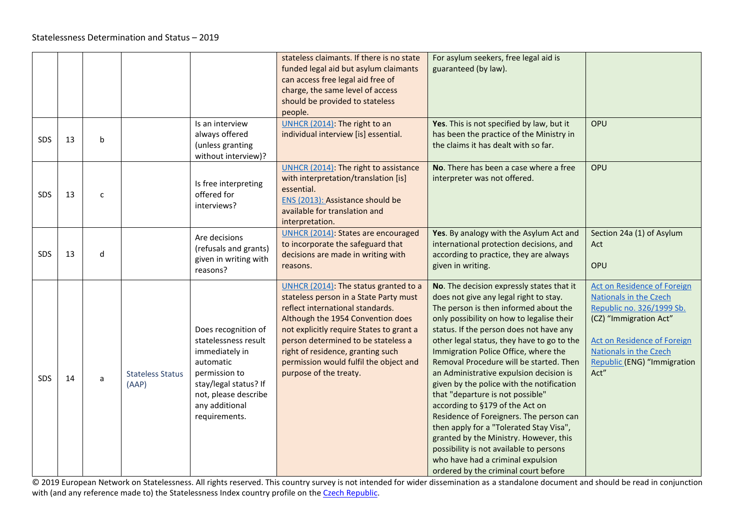| | | | | | | | |
|---|---|---|---|---|---|---|---|
| | | | | | stateless claimants. If there is no state funded legal aid but asylum claimants can access free legal aid free of charge, the same level of access should be provided to stateless people. | For asylum seekers, free legal aid is guaranteed (by law). | |
| SDS | 13 | b | | Is an interview always offered (unless granting without interview)? | UNHCR (2014): The right to an individual interview [is] essential. | **Yes**. This is not specified by law, but it has been the practice of the Ministry in the claims it has dealt with so far. | OPU |
| SDS | 13 | c | | Is free interpreting offered for interviews? | UNHCR (2014): The right to assistance with interpretation/translation [is] essential. ENS (2013): Assistance should be available for translation and interpretation. | **No**. There has been a case where a free interpreter was not offered. | OPU |
| SDS | 13 | d | | Are decisions (refusals and grants) given in writing with reasons? | UNHCR (2014): States are encouraged to incorporate the safeguard that decisions are made in writing with reasons. | **Yes**. By analogy with the Asylum Act and international protection decisions, and according to practice, they are always given in writing. | Section 24a (1) of Asylum Act<br><br>OPU |
| SDS | 14 | a | Stateless Status (AAP) | Does recognition of statelessness result immediately in automatic permission to stay/legal status? If not, please describe any additional requirements. | UNHCR (2014): The status granted to a stateless person in a State Party must reflect international standards. Although the 1954 Convention does not explicitly require States to grant a person determined to be stateless a right of residence, granting such permission would fulfil the object and purpose of the treaty. | **No**. The decision expressly states that it does not give any legal right to stay. The person is then informed about the only possibility on how to legalise their status. If the person does not have any other legal status, they have to go to the Immigration Police Office, where the Removal Procedure will be started. Then an Administrative expulsion decision is given by the police with the notification that "departure is not possible" according to §179 of the Act on Residence of Foreigners. The person can then apply for a "Tolerated Stay Visa", granted by the Ministry. However, this possibility is not available to persons who have had a criminal expulsion ordered by the criminal court before | Act on Residence of Foreign Nationals in the Czech Republic no. 326/1999 Sb. (CZ) "Immigration Act"<br><br>Act on Residence of Foreign Nationals in the Czech Republic (ENG) "Immigration Act" |

© 2019 European Network on Statelessness. All rights reserved. This country survey is not intended for wider dissemination as a standalone document and should be read in conjunction with (and any reference made to) the Statelessness Index country profile on the Czech Republic.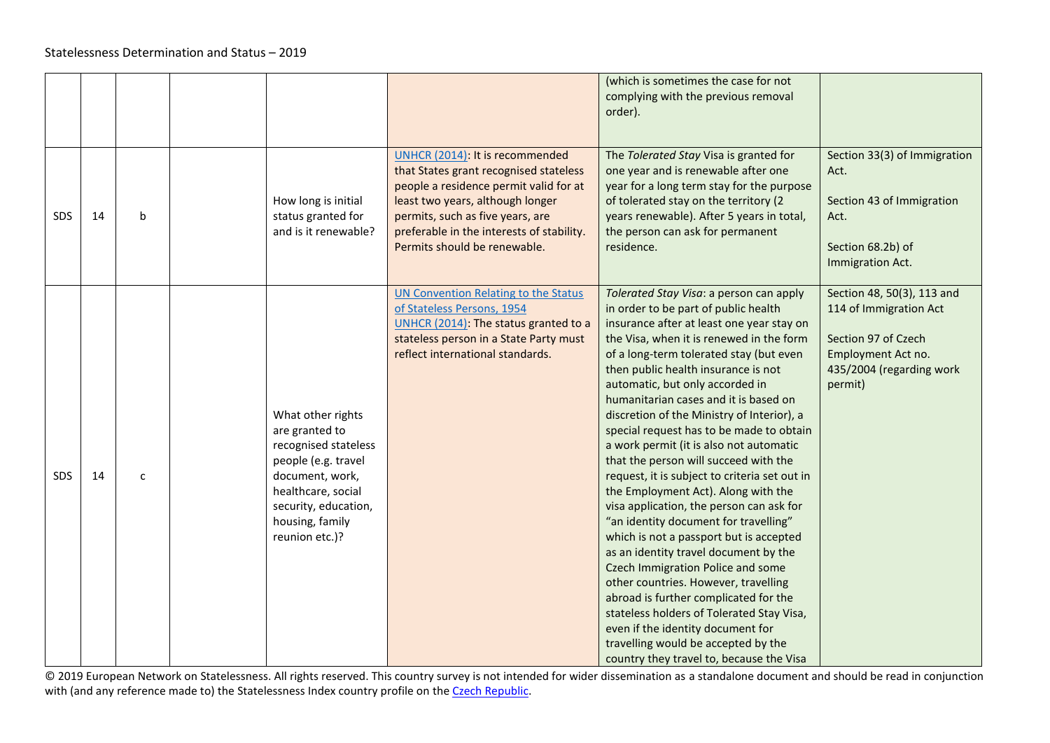| | | | | | | | |
|---|---|---|---|---|---|---|---|
| | | | | | | (which is sometimes the case for not complying with the previous removal order). | |
| SDS | 14 | b | | How long is initial status granted for and is it renewable? | UNHCR (2014): It is recommended that States grant recognised stateless people a residence permit valid for at least two years, although longer permits, such as five years, are preferable in the interests of stability. Permits should be renewable. | The *Tolerated Stay* Visa is granted for one year and is renewable after one year for a long term stay for the purpose of tolerated stay on the territory (2 years renewable). After 5 years in total, the person can ask for permanent residence. | Section 33(3) of Immigration Act.<br><br>Section 43 of Immigration Act.<br><br>Section 68.2b) of Immigration Act. |
| SDS | 14 | c | | What other rights are granted to recognised stateless people (e.g. travel document, work, healthcare, social security, education, housing, family reunion etc.)? | UN Convention Relating to the Status of Stateless Persons, 1954<br>UNHCR (2014): The status granted to a stateless person in a State Party must reflect international standards. | *Tolerated Stay Visa*: a person can apply in order to be part of public health insurance after at least one year stay on the Visa, when it is renewed in the form of a long-term tolerated stay (but even then public health insurance is not automatic, but only accorded in humanitarian cases and it is based on discretion of the Ministry of Interior), a special request has to be made to obtain a work permit (it is also not automatic that the person will succeed with the request, it is subject to criteria set out in the Employment Act). Along with the visa application, the person can ask for "an identity document for travelling" which is not a passport but is accepted as an identity travel document by the Czech Immigration Police and some other countries. However, travelling abroad is further complicated for the stateless holders of Tolerated Stay Visa, even if the identity document for travelling would be accepted by the country they travel to, because the Visa | Section 48, 50(3), 113 and 114 of Immigration Act<br><br>Section 97 of Czech Employment Act no. 435/2004 (regarding work permit) |

© 2019 European Network on Statelessness. All rights reserved. This country survey is not intended for wider dissemination as a standalone document and should be read in conjunction with (and any reference made to) the Statelessness Index country profile on the Czech Republic.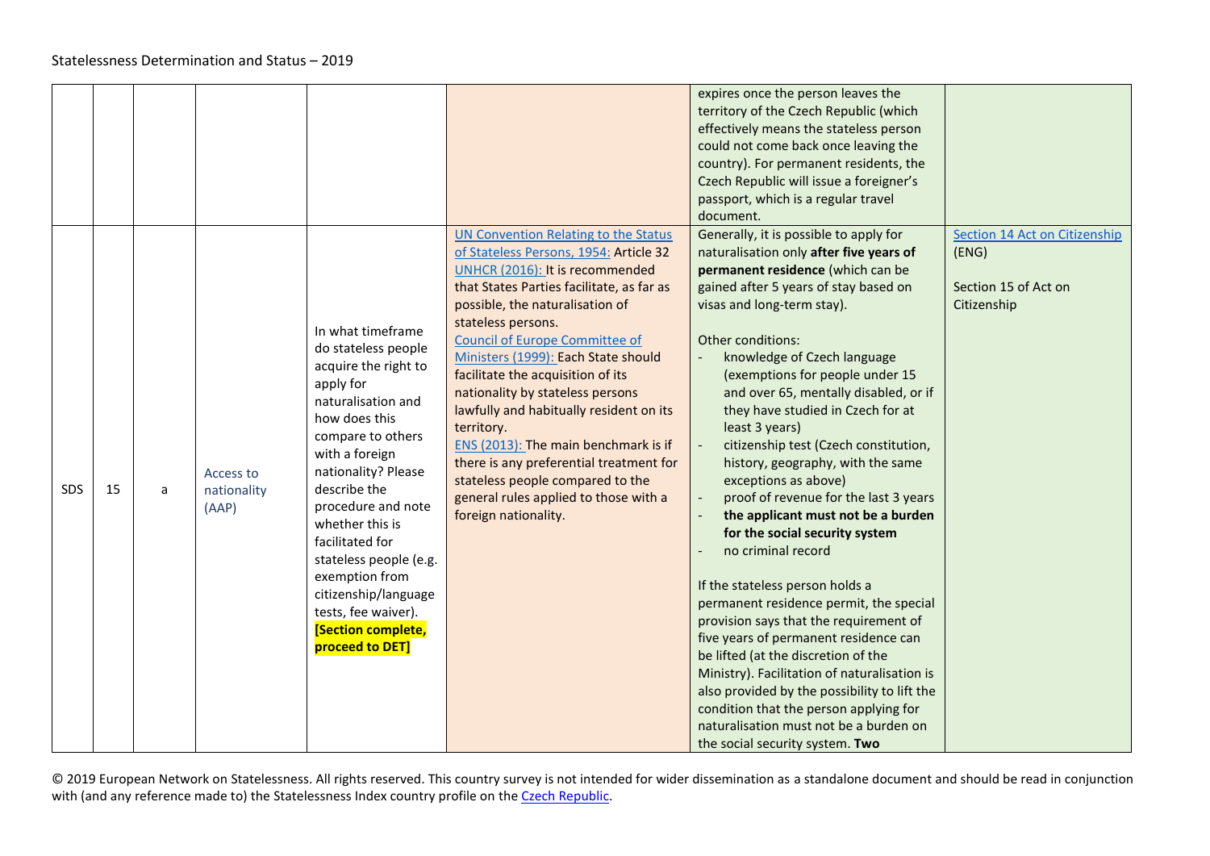| | | | | | | | |
|---|---|---|---|---|---|---|---|
| | | | | | | expires once the person leaves the territory of the Czech Republic (which effectively means the stateless person could not come back once leaving the country). For permanent residents, the Czech Republic will issue a foreigner's passport, which is a regular travel document. | |
| SDS | 15 | a | Access to nationality (AAP) | In what timeframe do stateless people acquire the right to apply for naturalisation and how does this compare to others with a foreign nationality? Please describe the procedure and note whether this is facilitated for stateless people (e.g. exemption from citizenship/language tests, fee waiver). **[Section complete, proceed to DET]** | UN Convention Relating to the Status of Stateless Persons, 1954: Article 32<br>UNHCR (2016): It is recommended that States Parties facilitate, as far as possible, the naturalisation of stateless persons.<br>Council of Europe Committee of Ministers (1999): Each State should facilitate the acquisition of its nationality by stateless persons lawfully and habitually resident on its territory.<br>ENS (2013): The main benchmark is if there is any preferential treatment for stateless people compared to the general rules applied to those with a foreign nationality. | Generally, it is possible to apply for naturalisation only **after five years of permanent residence** (which can be gained after 5 years of stay based on visas and long-term stay).<br><br>Other conditions:<br>- knowledge of Czech language (exemptions for people under 15 and over 65, mentally disabled, or if they have studied in Czech for at least 3 years)<br>- citizenship test (Czech constitution, history, geography, with the same exceptions as above)<br>- proof of revenue for the last 3 years<br>- **the applicant must not be a burden for the social security system**<br>- no criminal record<br><br>If the stateless person holds a permanent residence permit, the special provision says that the requirement of five years of permanent residence can be lifted (at the discretion of the Ministry). Facilitation of naturalisation is also provided by the possibility to lift the condition that the person applying for naturalisation must not be a burden on the social security system. **Two** | Section 14 Act on Citizenship (ENG)<br><br>Section 15 of Act on Citizenship |

© 2019 European Network on Statelessness. All rights reserved. This country survey is not intended for wider dissemination as a standalone document and should be read in conjunction with (and any reference made to) the Statelessness Index country profile on the Czech Republic.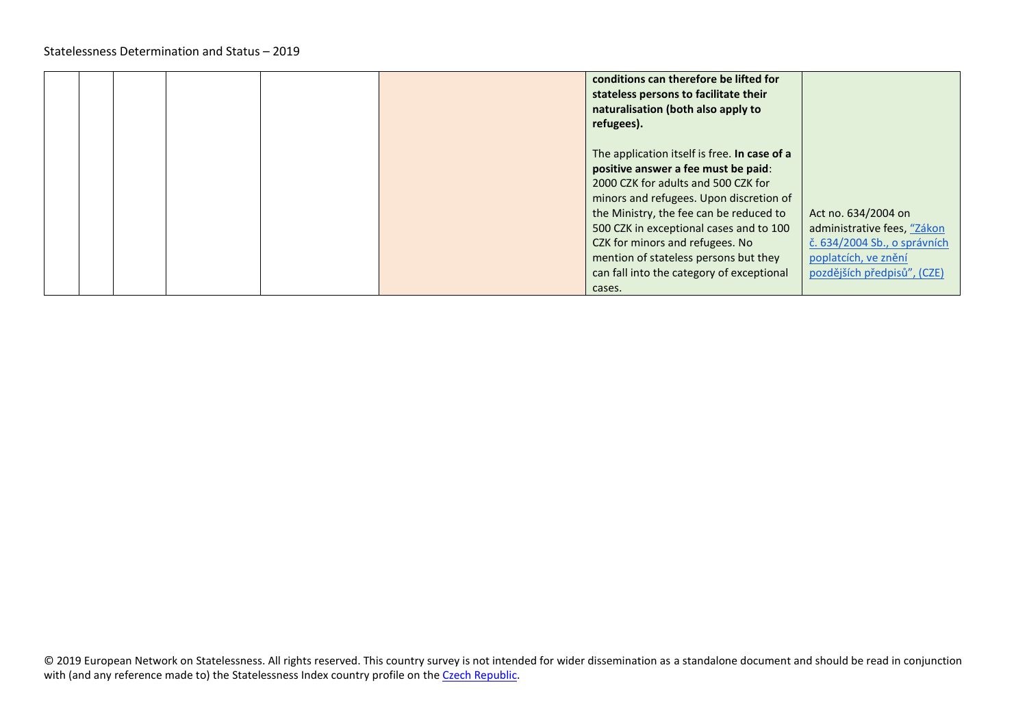| | | | | | | | |
|---|---|---|---|---|---|---|---|
| | | | | | | **conditions can therefore be lifted for stateless persons to facilitate their naturalisation (both also apply to refugees).**<br><br>The application itself is free. **In case of a positive answer a fee must be paid**: 2000 CZK for adults and 500 CZK for minors and refugees. Upon discretion of the Ministry, the fee can be reduced to 500 CZK in exceptional cases and to 100 CZK for minors and refugees. No mention of stateless persons but they can fall into the category of exceptional cases. | Act no. 634/2004 on administrative fees, "Zákon č. 634/2004 Sb., o správních poplatcích, ve znění pozdějších předpisů", (CZE) |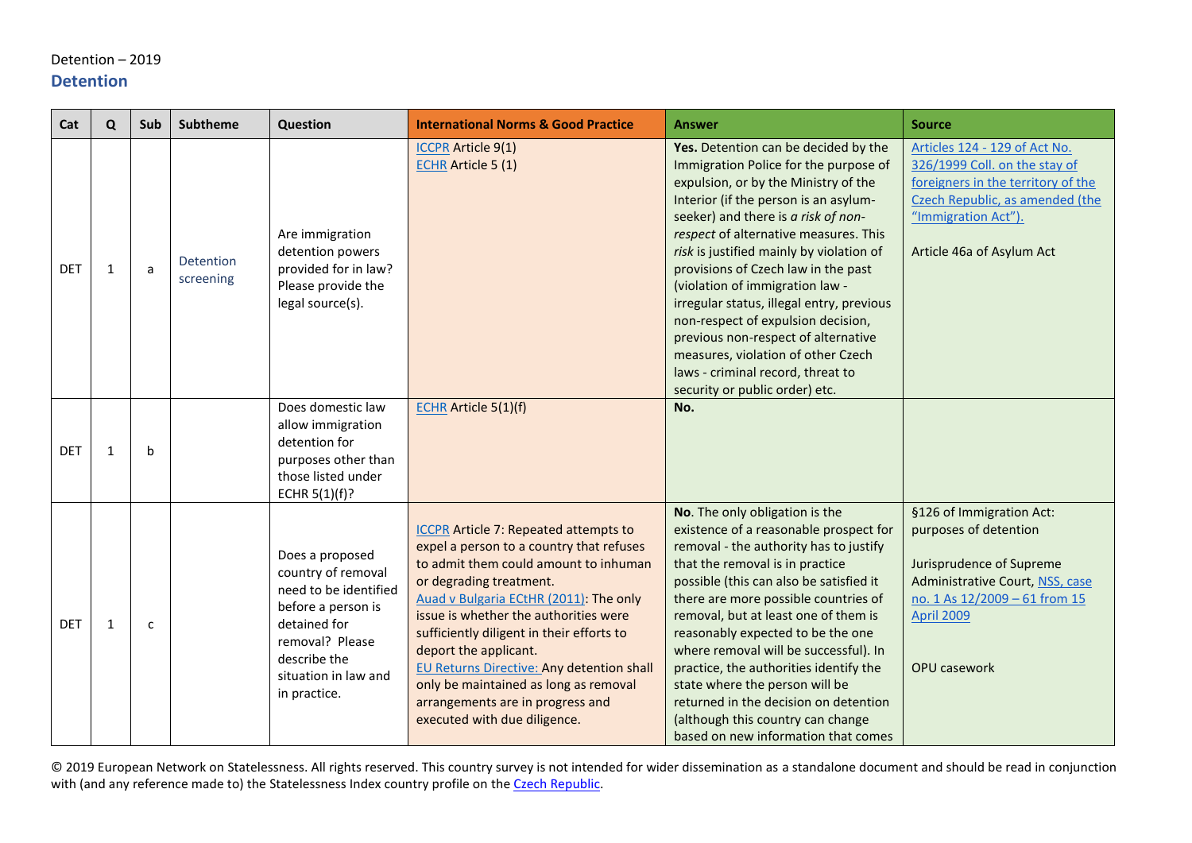Detention – 2019

## Detention

| Cat | Q | Sub | Subtheme | Question | International Norms & Good Practice | Answer | Source |
|---|---|---|---|---|---|---|---|
| DET | 1 | a | Detention screening | Are immigration detention powers provided for in law? Please provide the legal source(s). | ICCPR Article 9(1)<br>ECHR Article 5 (1) | **Yes.** Detention can be decided by the Immigration Police for the purpose of expulsion, or by the Ministry of the Interior (if the person is an asylum-seeker) and there is *a risk of non-respect* of alternative measures. This *risk* is justified mainly by violation of provisions of Czech law in the past (violation of immigration law - irregular status, illegal entry, previous non-respect of expulsion decision, previous non-respect of alternative measures, violation of other Czech laws - criminal record, threat to security or public order) etc. | Articles 124 - 129 of Act No. 326/1999 Coll. on the stay of foreigners in the territory of the Czech Republic, as amended (the "Immigration Act").<br><br>Article 46a of Asylum Act |
| DET | 1 | b | | Does domestic law allow immigration detention for purposes other than those listed under ECHR 5(1)(f)? | ECHR Article 5(1)(f) | **No.** | |
| DET | 1 | c | | Does a proposed country of removal need to be identified before a person is detained for removal? Please describe the situation in law and in practice. | ICCPR Article 7: Repeated attempts to expel a person to a country that refuses to admit them could amount to inhuman or degrading treatment.<br>Auad v Bulgaria ECtHR (2011): The only issue is whether the authorities were sufficiently diligent in their efforts to deport the applicant.<br>EU Returns Directive: Any detention shall only be maintained as long as removal arrangements are in progress and executed with due diligence. | **No**. The only obligation is the existence of a reasonable prospect for removal - the authority has to justify that the removal is in practice possible (this can also be satisfied it there are more possible countries of removal, but at least one of them is reasonably expected to be the one where removal will be successful). In practice, the authorities identify the state where the person will be returned in the decision on detention (although this country can change based on new information that comes | §126 of Immigration Act: purposes of detention<br><br>Jurisprudence of Supreme Administrative Court, NSS, case no. 1 As 12/2009 – 61 from 15 April 2009<br><br>OPU casework |

© 2019 European Network on Statelessness. All rights reserved. This country survey is not intended for wider dissemination as a standalone document and should be read in conjunction with (and any reference made to) the Statelessness Index country profile on the Czech Republic.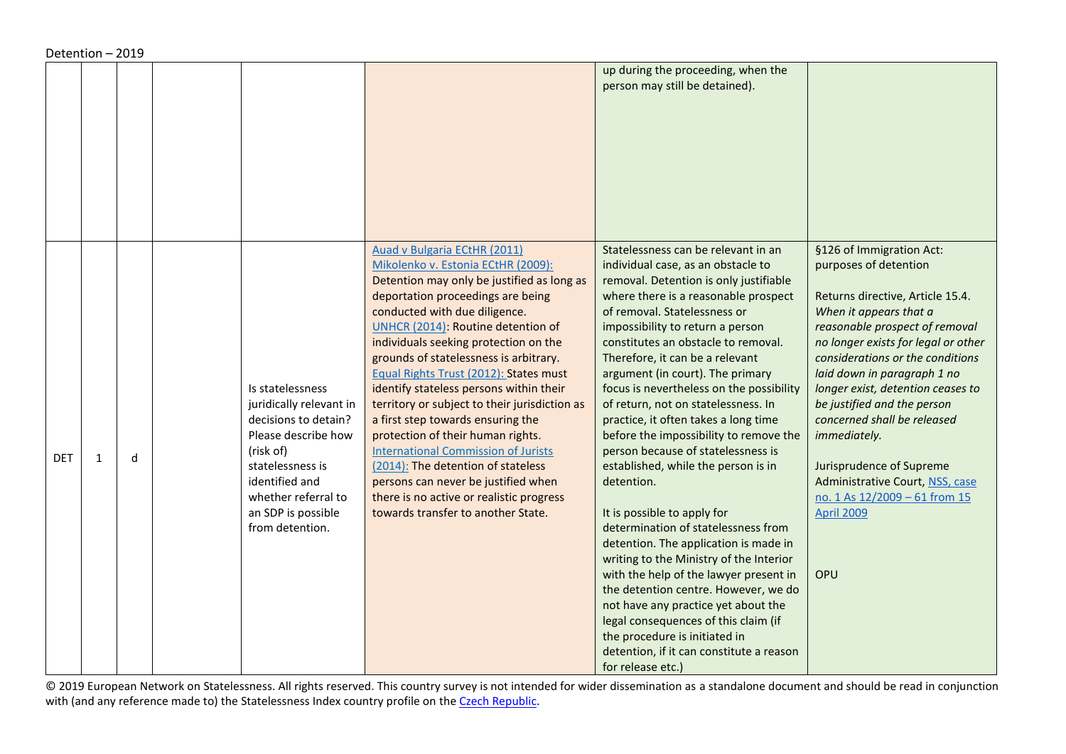Detention – 2019

| | | | | | | | |
|---|---|---|---|---|---|---|---|
| | | | | | | up during the proceeding, when the person may still be detained). | |
| DET | 1 | d | | Is statelessness juridically relevant in decisions to detain? Please describe how (risk of) statelessness is identified and whether referral to an SDP is possible from detention. | [Auad v Bulgaria ECtHR (2011)](#)<br>[Mikolenko v. Estonia ECtHR (2009):](#) Detention may only be justified as long as deportation proceedings are being conducted with due diligence.<br>[UNHCR (2014)](#): Routine detention of individuals seeking protection on the grounds of statelessness is arbitrary.<br>[Equal Rights Trust (2012):](#) States must identify stateless persons within their territory or subject to their jurisdiction as a first step towards ensuring the protection of their human rights.<br>[International Commission of Jurists (2014):](#) The detention of stateless persons can never be justified when there is no active or realistic progress towards transfer to another State. | Statelessness can be relevant in an individual case, as an obstacle to removal. Detention is only justifiable where there is a reasonable prospect of removal. Statelessness or impossibility to return a person constitutes an obstacle to removal. Therefore, it can be a relevant argument (in court). The primary focus is nevertheless on the possibility of return, not on statelessness. In practice, it often takes a long time before the impossibility to remove the person because of statelessness is established, while the person is in detention.<br><br>It is possible to apply for determination of statelessness from detention. The application is made in writing to the Ministry of the Interior with the help of the lawyer present in the detention centre. However, we do not have any practice yet about the legal consequences of this claim (if the procedure is initiated in detention, if it can constitute a reason for release etc.) | §126 of Immigration Act: purposes of detention<br><br>Returns directive, Article 15.4. *When it appears that a reasonable prospect of removal no longer exists for legal or other considerations or the conditions laid down in paragraph 1 no longer exist, detention ceases to be justified and the person concerned shall be released immediately.*<br><br>Jurisprudence of Supreme Administrative Court, [NSS, case no. 1 As 12/2009 – 61 from 15 April 2009](#)<br><br>OPU |

© 2019 European Network on Statelessness. All rights reserved. This country survey is not intended for wider dissemination as a standalone document and should be read in conjunction with (and any reference made to) the Statelessness Index country profile on the [Czech Republic](#).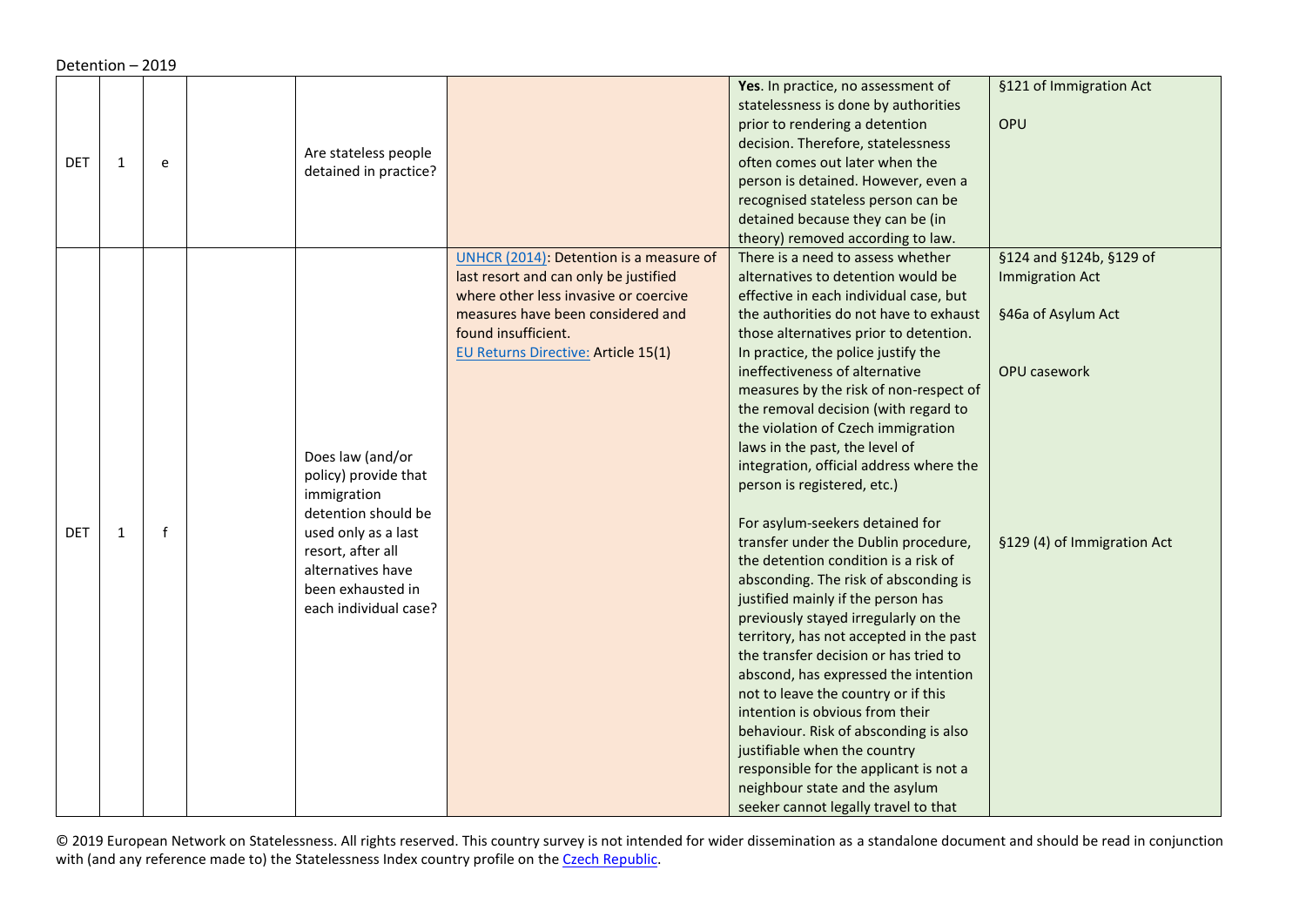Detention – 2019

| | | | | | | | |
|---|---|---|---|---|---|---|---|
| DET | 1 | e | | Are stateless people detained in practice? | | **Yes**. In practice, no assessment of statelessness is done by authorities prior to rendering a detention decision. Therefore, statelessness often comes out later when the person is detained. However, even a recognised stateless person can be detained because they can be (in theory) removed according to law. | §121 of Immigration Act<br><br>OPU |
| DET | 1 | f | | Does law (and/or policy) provide that immigration detention should be used only as a last resort, after all alternatives have been exhausted in each individual case? | UNHCR (2014): Detention is a measure of last resort and can only be justified where other less invasive or coercive measures have been considered and found insufficient.<br>EU Returns Directive: Article 15(1) | There is a need to assess whether alternatives to detention would be effective in each individual case, but the authorities do not have to exhaust those alternatives prior to detention. In practice, the police justify the ineffectiveness of alternative measures by the risk of non-respect of the removal decision (with regard to the violation of Czech immigration laws in the past, the level of integration, official address where the person is registered, etc.)<br><br>For asylum-seekers detained for transfer under the Dublin procedure, the detention condition is a risk of absconding. The risk of absconding is justified mainly if the person has previously stayed irregularly on the territory, has not accepted in the past the transfer decision or has tried to abscond, has expressed the intention not to leave the country or if this intention is obvious from their behaviour. Risk of absconding is also justifiable when the country responsible for the applicant is not a neighbour state and the asylum seeker cannot legally travel to that | §124 and §124b, §129 of Immigration Act<br><br>§46a of Asylum Act<br><br>OPU casework<br><br>§129 (4) of Immigration Act |

© 2019 European Network on Statelessness. All rights reserved. This country survey is not intended for wider dissemination as a standalone document and should be read in conjunction with (and any reference made to) the Statelessness Index country profile on the Czech Republic.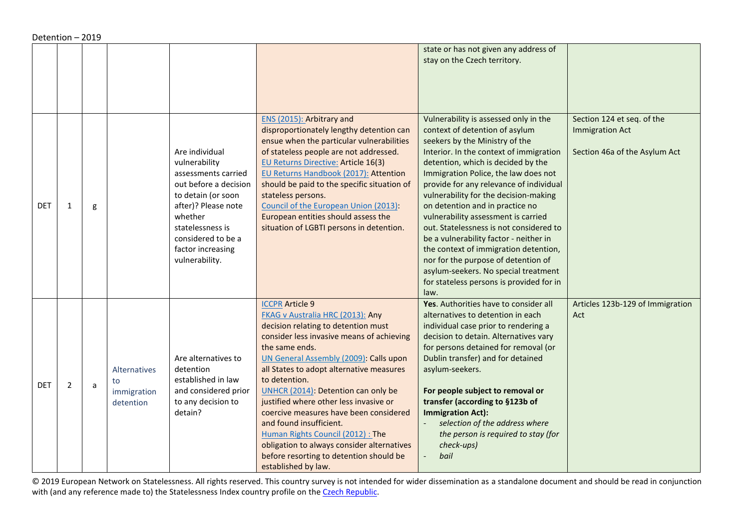Detention – 2019

| | | | | | | | |
|---|---|---|---|---|---|---|---|
| | | | | | | state or has not given any address of stay on the Czech territory. | |
| DET | 1 | g | | Are individual vulnerability assessments carried out before a decision to detain (or soon after)? Please note whether statelessness is considered to be a factor increasing vulnerability. | ENS (2015): Arbitrary and disproportionately lengthy detention can ensue when the particular vulnerabilities of stateless people are not addressed.<br>EU Returns Directive: Article 16(3)<br>EU Returns Handbook (2017): Attention should be paid to the specific situation of stateless persons.<br>Council of the European Union (2013): European entities should assess the situation of LGBTI persons in detention. | Vulnerability is assessed only in the context of detention of asylum seekers by the Ministry of the Interior. In the context of immigration detention, which is decided by the Immigration Police, the law does not provide for any relevance of individual vulnerability for the decision-making on detention and in practice no vulnerability assessment is carried out. Statelessness is not considered to be a vulnerability factor - neither in the context of immigration detention, nor for the purpose of detention of asylum-seekers. No special treatment for stateless persons is provided for in law. | Section 124 et seq. of the Immigration Act<br><br>Section 46a of the Asylum Act |
| DET | 2 | a | Alternatives to immigration detention | Are alternatives to detention established in law and considered prior to any decision to detain? | ICCPR Article 9<br>FKAG v Australia HRC (2013): Any decision relating to detention must consider less invasive means of achieving the same ends.<br>UN General Assembly (2009): Calls upon all States to adopt alternative measures to detention.<br>UNHCR (2014): Detention can only be justified where other less invasive or coercive measures have been considered and found insufficient.<br>Human Rights Council (2012) : The obligation to always consider alternatives before resorting to detention should be established by law. | **Yes**. Authorities have to consider all alternatives to detention in each individual case prior to rendering a decision to detain. Alternatives vary for persons detained for removal (or Dublin transfer) and for detained asylum-seekers.<br><br>**For people subject to removal or transfer (according to §123b of Immigration Act):**<br>- *selection of the address where the person is required to stay (for check-ups)*<br>- *bail* | Articles 123b-129 of Immigration Act |

© 2019 European Network on Statelessness. All rights reserved. This country survey is not intended for wider dissemination as a standalone document and should be read in conjunction with (and any reference made to) the Statelessness Index country profile on the Czech Republic.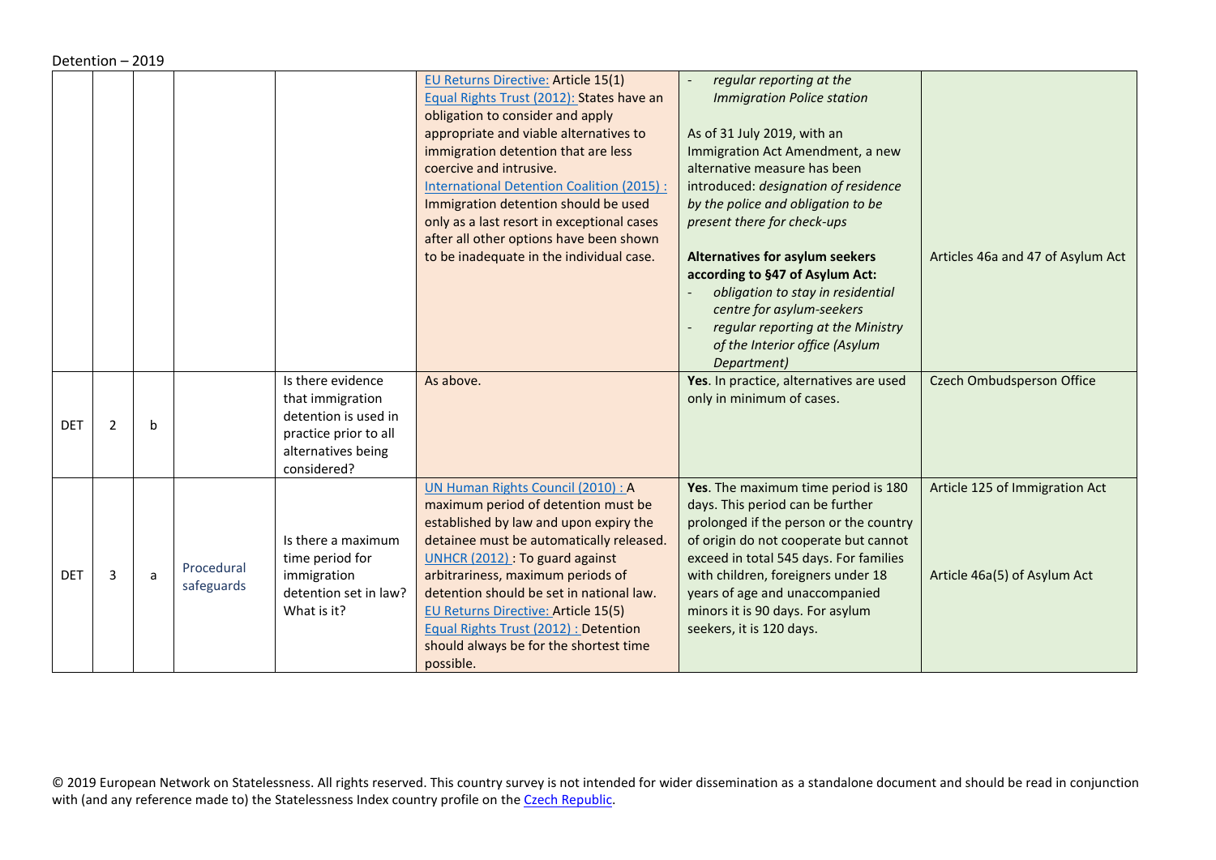| | | | | | | | |
|---|---|---|---|---|---|---|---|
| | | | | | EU Returns Directive: Article 15(1)<br>Equal Rights Trust (2012): States have an obligation to consider and apply appropriate and viable alternatives to immigration detention that are less coercive and intrusive.<br>International Detention Coalition (2015) : Immigration detention should be used only as a last resort in exceptional cases after all other options have been shown to be inadequate in the individual case. | - *regular reporting at the Immigration Police station*<br><br>As of 31 July 2019, with an Immigration Act Amendment, a new alternative measure has been introduced: *designation of residence by the police and obligation to be present there for check-ups*<br><br>**Alternatives for asylum seekers according to §47 of Asylum Act:**<br>- *obligation to stay in residential centre for asylum-seekers*<br>- *regular reporting at the Ministry of the Interior office (Asylum Department)* | Articles 46a and 47 of Asylum Act |
| DET | 2 | b | | Is there evidence that immigration detention is used in practice prior to all alternatives being considered? | As above. | **Yes**. In practice, alternatives are used only in minimum of cases. | Czech Ombudsperson Office |
| DET | 3 | a | Procedural safeguards | Is there a maximum time period for immigration detention set in law? What is it? | UN Human Rights Council (2010) : A maximum period of detention must be established by law and upon expiry the detainee must be automatically released.<br>UNHCR (2012) : To guard against arbitrariness, maximum periods of detention should be set in national law.<br>EU Returns Directive: Article 15(5)<br>Equal Rights Trust (2012) : Detention should always be for the shortest time possible. | **Yes**. The maximum time period is 180 days. This period can be further prolonged if the person or the country of origin do not cooperate but cannot exceed in total 545 days. For families with children, foreigners under 18 years of age and unaccompanied minors it is 90 days. For asylum seekers, it is 120 days. | Article 125 of Immigration Act<br><br>Article 46a(5) of Asylum Act |

© 2019 European Network on Statelessness. All rights reserved. This country survey is not intended for wider dissemination as a standalone document and should be read in conjunction with (and any reference made to) the Statelessness Index country profile on the Czech Republic.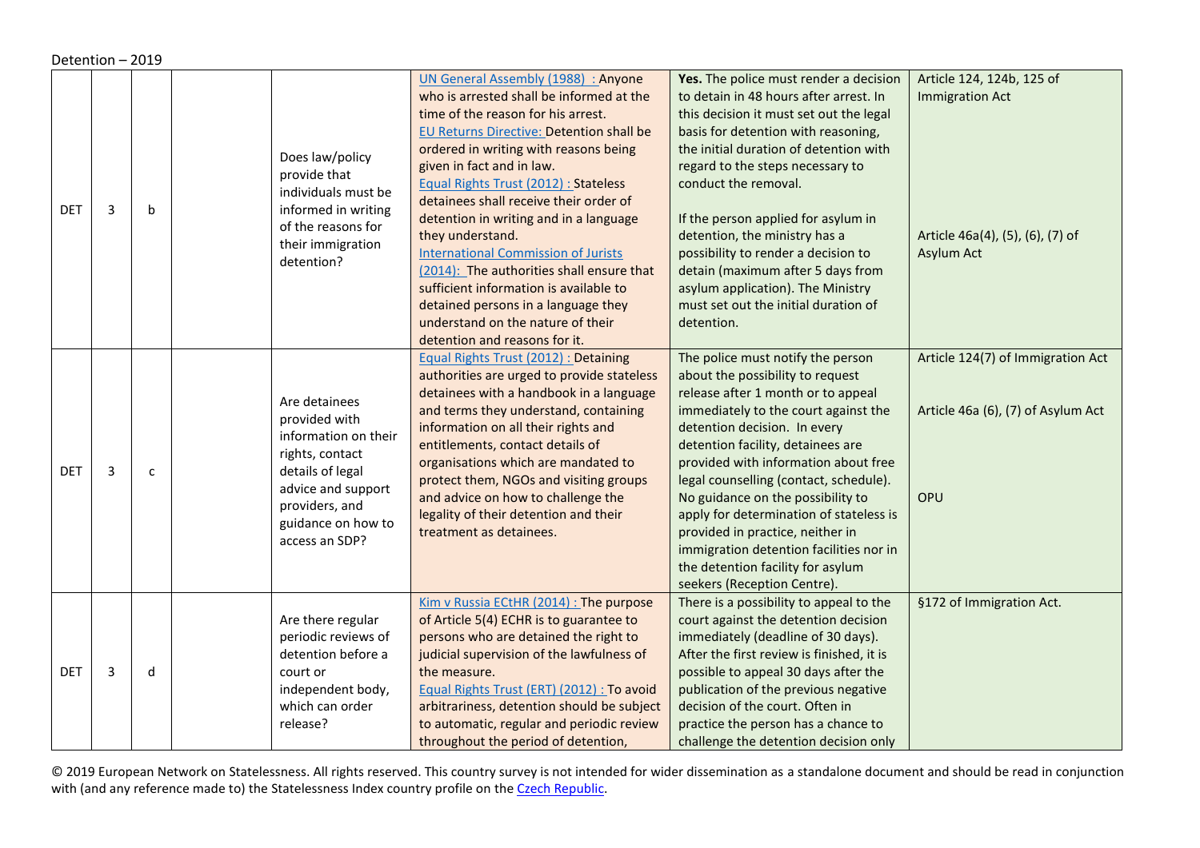Detention – 2019

| | | | | | | | |
|---|---|---|---|---|---|---|---|
| DET | 3 | b | | Does law/policy provide that individuals must be informed in writing of the reasons for their immigration detention? | UN General Assembly (1988) : Anyone who is arrested shall be informed at the time of the reason for his arrest. EU Returns Directive: Detention shall be ordered in writing with reasons being given in fact and in law. Equal Rights Trust (2012) : Stateless detainees shall receive their order of detention in writing and in a language they understand. International Commission of Jurists (2014): The authorities shall ensure that sufficient information is available to detained persons in a language they understand on the nature of their detention and reasons for it. | **Yes.** The police must render a decision to detain in 48 hours after arrest. In this decision it must set out the legal basis for detention with reasoning, the initial duration of detention with regard to the steps necessary to conduct the removal. If the person applied for asylum in detention, the ministry has a possibility to render a decision to detain (maximum after 5 days from asylum application). The Ministry must set out the initial duration of detention. | Article 124, 124b, 125 of Immigration Act Article 46a(4), (5), (6), (7) of Asylum Act |
| DET | 3 | c | | Are detainees provided with information on their rights, contact details of legal advice and support providers, and guidance on how to access an SDP? | Equal Rights Trust (2012) : Detaining authorities are urged to provide stateless detainees with a handbook in a language and terms they understand, containing information on all their rights and entitlements, contact details of organisations which are mandated to protect them, NGOs and visiting groups and advice on how to challenge the legality of their detention and their treatment as detainees. | The police must notify the person about the possibility to request release after 1 month or to appeal immediately to the court against the detention decision. In every detention facility, detainees are provided with information about free legal counselling (contact, schedule). No guidance on the possibility to apply for determination of stateless is provided in practice, neither in immigration detention facilities nor in the detention facility for asylum seekers (Reception Centre). | Article 124(7) of Immigration Act Article 46a (6), (7) of Asylum Act OPU |
| DET | 3 | d | | Are there regular periodic reviews of detention before a court or independent body, which can order release? | Kim v Russia ECtHR (2014) : The purpose of Article 5(4) ECHR is to guarantee to persons who are detained the right to judicial supervision of the lawfulness of the measure. Equal Rights Trust (ERT) (2012) : To avoid arbitrariness, detention should be subject to automatic, regular and periodic review throughout the period of detention, | There is a possibility to appeal to the court against the detention decision immediately (deadline of 30 days). After the first review is finished, it is possible to appeal 30 days after the publication of the previous negative decision of the court. Often in practice the person has a chance to challenge the detention decision only | §172 of Immigration Act. |

© 2019 European Network on Statelessness. All rights reserved. This country survey is not intended for wider dissemination as a standalone document and should be read in conjunction with (and any reference made to) the Statelessness Index country profile on the Czech Republic.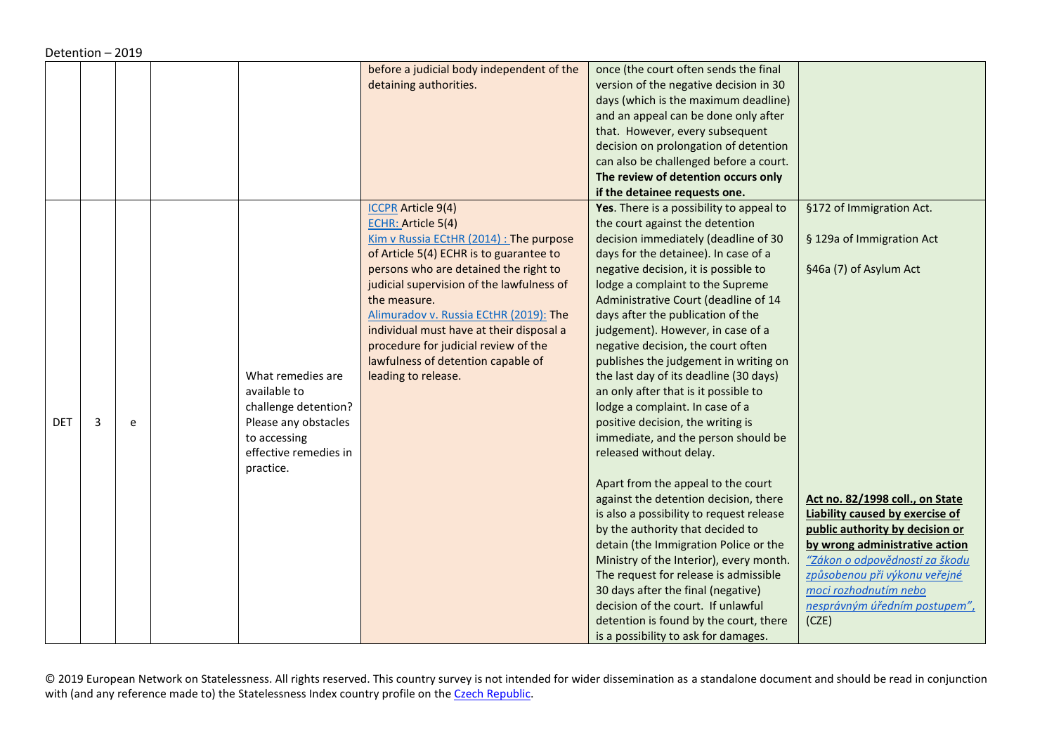Detention – 2019

| | | | | | | | |
|---|---|---|---|---|---|---|---|
| | | | | | before a judicial body independent of the detaining authorities. | once (the court often sends the final version of the negative decision in 30 days (which is the maximum deadline) and an appeal can be done only after that. However, every subsequent decision on prolongation of detention can also be challenged before a court. **The review of detention occurs only if the detainee requests one.** | |
| DET | 3 | e | | What remedies are available to challenge detention? Please any obstacles to accessing effective remedies in practice. | ICCPR Article 9(4)<br>ECHR: Article 5(4)<br>Kim v Russia ECtHR (2014) : The purpose of Article 5(4) ECHR is to guarantee to persons who are detained the right to judicial supervision of the lawfulness of the measure.<br>Alimuradov v. Russia ECtHR (2019): The individual must have at their disposal a procedure for judicial review of the lawfulness of detention capable of leading to release. | **Yes**. There is a possibility to appeal to the court against the detention decision immediately (deadline of 30 days for the detainee). In case of a negative decision, it is possible to lodge a complaint to the Supreme Administrative Court (deadline of 14 days after the publication of the judgement). However, in case of a negative decision, the court often publishes the judgement in writing on the last day of its deadline (30 days) an only after that is it possible to lodge a complaint. In case of a positive decision, the writing is immediate, and the person should be released without delay.<br><br>Apart from the appeal to the court against the detention decision, there is also a possibility to request release by the authority that decided to detain (the Immigration Police or the Ministry of the Interior), every month. The request for release is admissible 30 days after the final (negative) decision of the court. If unlawful detention is found by the court, there is a possibility to ask for damages. | §172 of Immigration Act.<br><br>§ 129a of Immigration Act<br><br>§46a (7) of Asylum Act<br><br>**Act no. 82/1998 coll., on State Liability caused by exercise of public authority by decision or by wrong administrative action** *"Zákon o odpovědnosti za škodu způsobenou při výkonu veřejné moci rozhodnutím nebo nesprávným úředním postupem"*, (CZE) |

© 2019 European Network on Statelessness. All rights reserved. This country survey is not intended for wider dissemination as a standalone document and should be read in conjunction with (and any reference made to) the Statelessness Index country profile on the Czech Republic.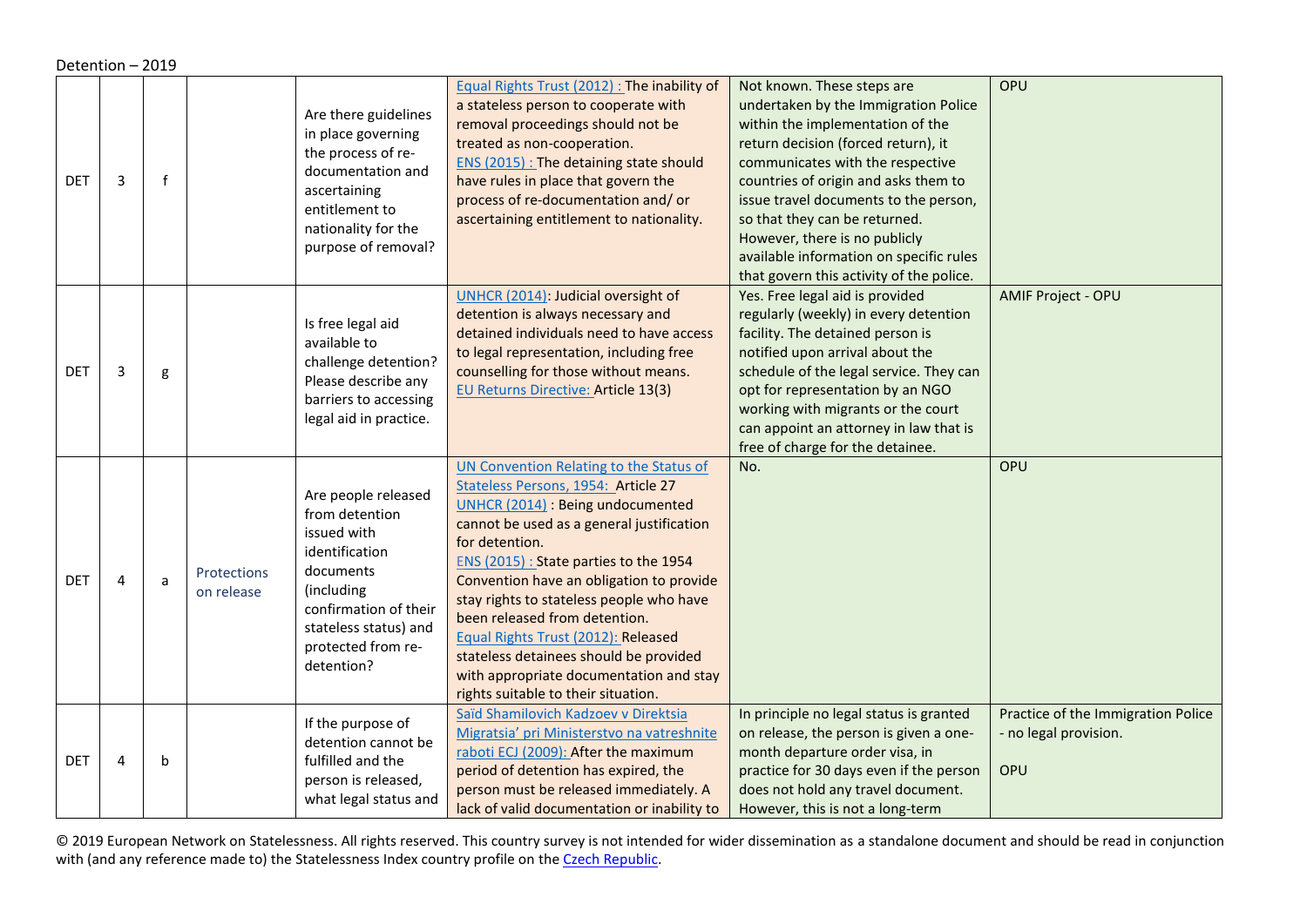Detention – 2019

| | | | | | | | |
|---|---|---|---|---|---|---|---|
| DET | 3 | f | | Are there guidelines in place governing the process of re-documentation and ascertaining entitlement to nationality for the purpose of removal? | Equal Rights Trust (2012) : The inability of a stateless person to cooperate with removal proceedings should not be treated as non-cooperation.<br>ENS (2015) : The detaining state should have rules in place that govern the process of re-documentation and/ or ascertaining entitlement to nationality. | Not known. These steps are undertaken by the Immigration Police within the implementation of the return decision (forced return), it communicates with the respective countries of origin and asks them to issue travel documents to the person, so that they can be returned. However, there is no publicly available information on specific rules that govern this activity of the police. | OPU |
| DET | 3 | g | | Is free legal aid available to challenge detention? Please describe any barriers to accessing legal aid in practice. | UNHCR (2014): Judicial oversight of detention is always necessary and detained individuals need to have access to legal representation, including free counselling for those without means.<br>EU Returns Directive: Article 13(3) | Yes. Free legal aid is provided regularly (weekly) in every detention facility. The detained person is notified upon arrival about the schedule of the legal service. They can opt for representation by an NGO working with migrants or the court can appoint an attorney in law that is free of charge for the detainee. | AMIF Project - OPU |
| DET | 4 | a | Protections on release | Are people released from detention issued with identification documents (including confirmation of their stateless status) and protected from re-detention? | UN Convention Relating to the Status of Stateless Persons, 1954: Article 27<br>UNHCR (2014) : Being undocumented cannot be used as a general justification for detention.<br>ENS (2015) : State parties to the 1954 Convention have an obligation to provide stay rights to stateless people who have been released from detention.<br>Equal Rights Trust (2012): Released stateless detainees should be provided with appropriate documentation and stay rights suitable to their situation. | No. | OPU |
| DET | 4 | b | | If the purpose of detention cannot be fulfilled and the person is released, what legal status and | Saïd Shamilovich Kadzoev v Direktsia Migratsia' pri Ministerstvo na vatreshnite raboti ECJ (2009): After the maximum period of detention has expired, the person must be released immediately. A lack of valid documentation or inability to | In principle no legal status is granted on release, the person is given a one-month departure order visa, in practice for 30 days even if the person does not hold any travel document. However, this is not a long-term | Practice of the Immigration Police - no legal provision.<br><br>OPU |

© 2019 European Network on Statelessness. All rights reserved. This country survey is not intended for wider dissemination as a standalone document and should be read in conjunction with (and any reference made to) the Statelessness Index country profile on the Czech Republic.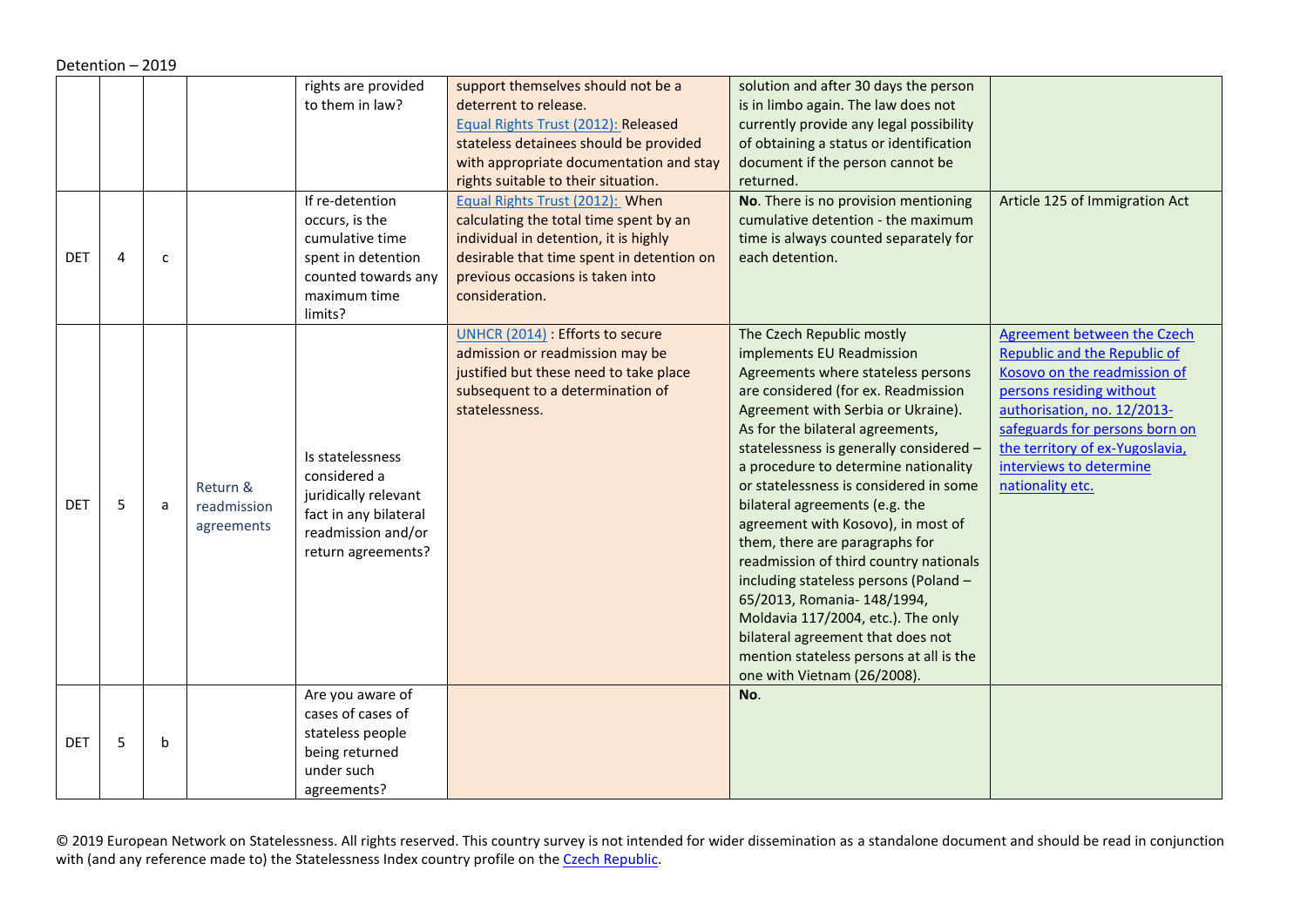Detention – 2019

| | | | | | | | |
|---|---|---|---|---|---|---|---|
| | | | | rights are provided to them in law? | support themselves should not be a deterrent to release. Equal Rights Trust (2012): Released stateless detainees should be provided with appropriate documentation and stay rights suitable to their situation. | solution and after 30 days the person is in limbo again. The law does not currently provide any legal possibility of obtaining a status or identification document if the person cannot be returned. | |
| DET | 4 | c | | If re-detention occurs, is the cumulative time spent in detention counted towards any maximum time limits? | Equal Rights Trust (2012): When calculating the total time spent by an individual in detention, it is highly desirable that time spent in detention on previous occasions is taken into consideration. | **No**. There is no provision mentioning cumulative detention - the maximum time is always counted separately for each detention. | Article 125 of Immigration Act |
| DET | 5 | a | Return & readmission agreements | Is statelessness considered a juridically relevant fact in any bilateral readmission and/or return agreements? | UNHCR (2014) : Efforts to secure admission or readmission may be justified but these need to take place subsequent to a determination of statelessness. | The Czech Republic mostly implements EU Readmission Agreements where stateless persons are considered (for ex. Readmission Agreement with Serbia or Ukraine). As for the bilateral agreements, statelessness is generally considered – a procedure to determine nationality or statelessness is considered in some bilateral agreements (e.g. the agreement with Kosovo), in most of them, there are paragraphs for readmission of third country nationals including stateless persons (Poland – 65/2013, Romania- 148/1994, Moldavia 117/2004, etc.). The only bilateral agreement that does not mention stateless persons at all is the one with Vietnam (26/2008). | Agreement between the Czech Republic and the Republic of Kosovo on the readmission of persons residing without authorisation, no. 12/2013- safeguards for persons born on the territory of ex-Yugoslavia, interviews to determine nationality etc. |
| DET | 5 | b | | Are you aware of cases of cases of stateless people being returned under such agreements? | | **No**. | |

© 2019 European Network on Statelessness. All rights reserved. This country survey is not intended for wider dissemination as a standalone document and should be read in conjunction with (and any reference made to) the Statelessness Index country profile on the Czech Republic.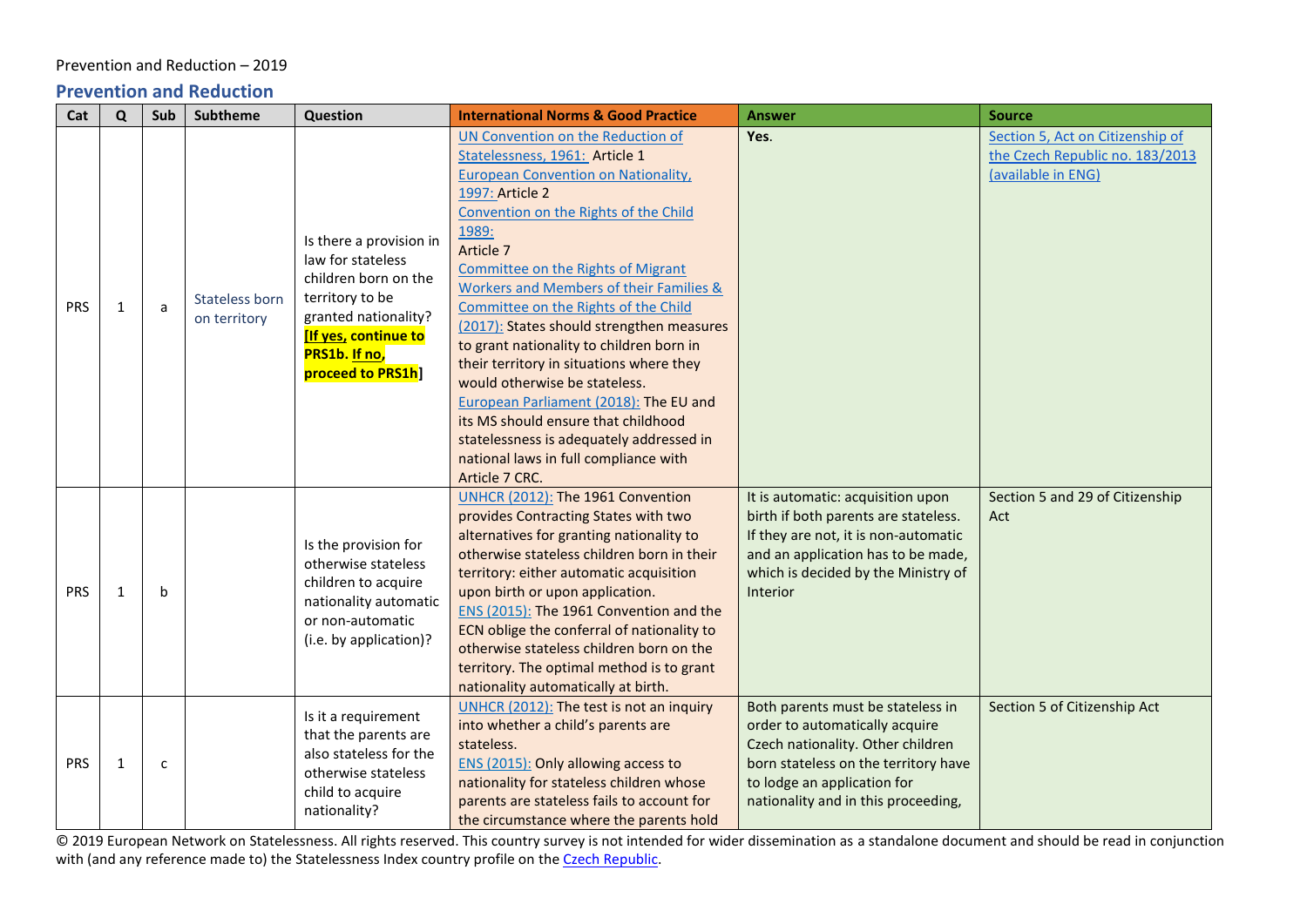Prevention and Reduction – 2019

## Prevention and Reduction

| Cat | Q | Sub | Subtheme | Question | International Norms & Good Practice | Answer | Source |
|---|---|---|---|---|---|---|---|
| PRS | 1 | a | Stateless born on territory | Is there a provision in law for stateless children born on the territory to be granted nationality? **[If yes, continue to PRS1b. If no, proceed to PRS1h]** | UN Convention on the Reduction of Statelessness, 1961: Article 1<br>European Convention on Nationality, 1997: Article 2<br>Convention on the Rights of the Child 1989: Article 7<br>Committee on the Rights of Migrant Workers and Members of their Families & Committee on the Rights of the Child (2017): States should strengthen measures to grant nationality to children born in their territory in situations where they would otherwise be stateless.<br>European Parliament (2018): The EU and its MS should ensure that childhood statelessness is adequately addressed in national laws in full compliance with Article 7 CRC. | **Yes**. | Section 5, Act on Citizenship of the Czech Republic no. 183/2013 (available in ENG) |
| PRS | 1 | b | | Is the provision for otherwise stateless children to acquire nationality automatic or non-automatic (i.e. by application)? | UNHCR (2012): The 1961 Convention provides Contracting States with two alternatives for granting nationality to otherwise stateless children born in their territory: either automatic acquisition upon birth or upon application.<br>ENS (2015): The 1961 Convention and the ECN oblige the conferral of nationality to otherwise stateless children born on the territory. The optimal method is to grant nationality automatically at birth. | It is automatic: acquisition upon birth if both parents are stateless. If they are not, it is non-automatic and an application has to be made, which is decided by the Ministry of Interior | Section 5 and 29 of Citizenship Act |
| PRS | 1 | c | | Is it a requirement that the parents are also stateless for the otherwise stateless child to acquire nationality? | UNHCR (2012): The test is not an inquiry into whether a child's parents are stateless.<br>ENS (2015): Only allowing access to nationality for stateless children whose parents are stateless fails to account for the circumstance where the parents hold | Both parents must be stateless in order to automatically acquire Czech nationality. Other children born stateless on the territory have to lodge an application for nationality and in this proceeding, | Section 5 of Citizenship Act |

© 2019 European Network on Statelessness. All rights reserved. This country survey is not intended for wider dissemination as a standalone document and should be read in conjunction with (and any reference made to) the Statelessness Index country profile on the Czech Republic.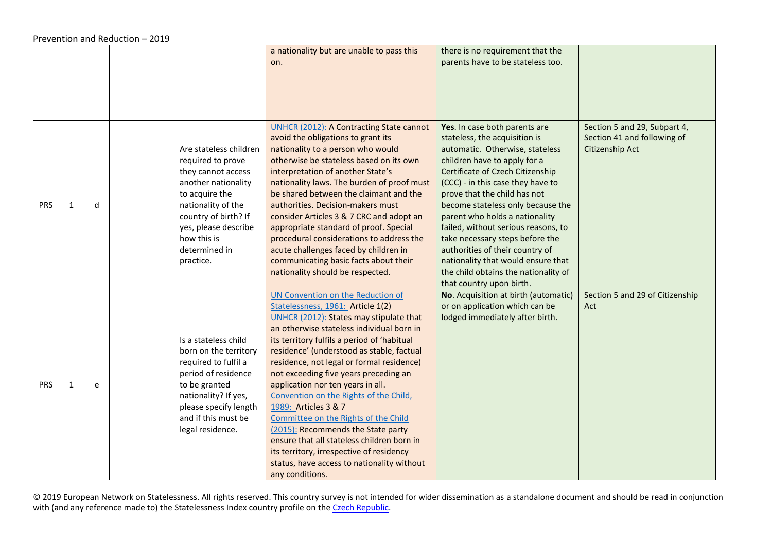| | | | | | | | |
|---|---|---|---|---|---|---|---|
| | | | | | a nationality but are unable to pass this on. | there is no requirement that the parents have to be stateless too. | |
| PRS | 1 | d | | Are stateless children required to prove they cannot access another nationality to acquire the nationality of the country of birth? If yes, please describe how this is determined in practice. | UNHCR (2012): A Contracting State cannot avoid the obligations to grant its nationality to a person who would otherwise be stateless based on its own interpretation of another State's nationality laws. The burden of proof must be shared between the claimant and the authorities. Decision-makers must consider Articles 3 & 7 CRC and adopt an appropriate standard of proof. Special procedural considerations to address the acute challenges faced by children in communicating basic facts about their nationality should be respected. | **Yes**. In case both parents are stateless, the acquisition is automatic. Otherwise, stateless children have to apply for a Certificate of Czech Citizenship (CCC) - in this case they have to prove that the child has not become stateless only because the parent who holds a nationality failed, without serious reasons, to take necessary steps before the authorities of their country of nationality that would ensure that the child obtains the nationality of that country upon birth. | Section 5 and 29, Subpart 4, Section 41 and following of Citizenship Act |
| PRS | 1 | e | | Is a stateless child born on the territory required to fulfil a period of residence to be granted nationality? If yes, please specify length and if this must be legal residence. | UN Convention on the Reduction of Statelessness, 1961: Article 1(2)<br>UNHCR (2012): States may stipulate that an otherwise stateless individual born in its territory fulfils a period of 'habitual residence' (understood as stable, factual residence, not legal or formal residence) not exceeding five years preceding an application nor ten years in all.<br>Convention on the Rights of the Child, 1989: Articles 3 & 7<br>Committee on the Rights of the Child (2015): Recommends the State party ensure that all stateless children born in its territory, irrespective of residency status, have access to nationality without any conditions. | **No**. Acquisition at birth (automatic) or on application which can be lodged immediately after birth. | Section 5 and 29 of Citizenship Act |

© 2019 European Network on Statelessness. All rights reserved. This country survey is not intended for wider dissemination as a standalone document and should be read in conjunction with (and any reference made to) the Statelessness Index country profile on the Czech Republic.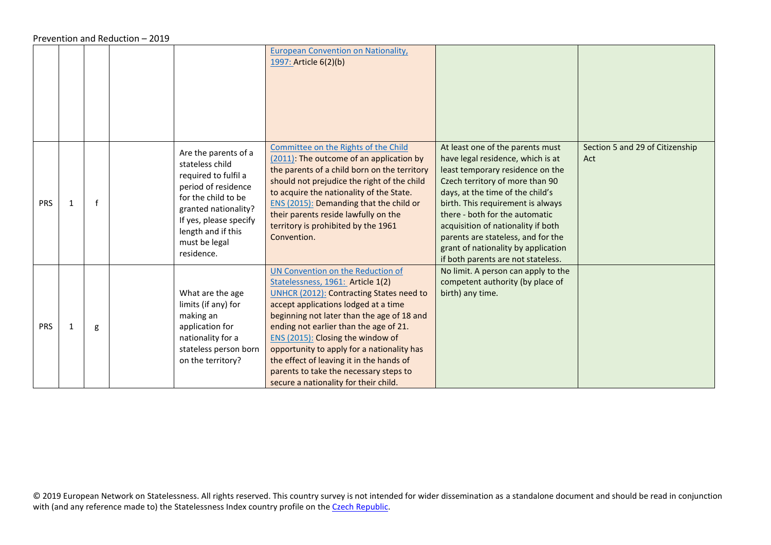| | | | | | | | |
|---|---|---|---|---|---|---|---|
| | | | | | European Convention on Nationality, 1997: Article 6(2)(b) | | |
| PRS | 1 | f | | Are the parents of a stateless child required to fulfil a period of residence for the child to be granted nationality? If yes, please specify length and if this must be legal residence. | Committee on the Rights of the Child (2011): The outcome of an application by the parents of a child born on the territory should not prejudice the right of the child to acquire the nationality of the State. ENS (2015): Demanding that the child or their parents reside lawfully on the territory is prohibited by the 1961 Convention. | At least one of the parents must have legal residence, which is at least temporary residence on the Czech territory of more than 90 days, at the time of the child's birth. This requirement is always there - both for the automatic acquisition of nationality if both parents are stateless, and for the grant of nationality by application if both parents are not stateless. | Section 5 and 29 of Citizenship Act |
| PRS | 1 | g | | What are the age limits (if any) for making an application for nationality for a stateless person born on the territory? | UN Convention on the Reduction of Statelessness, 1961: Article 1(2) UNHCR (2012): Contracting States need to accept applications lodged at a time beginning not later than the age of 18 and ending not earlier than the age of 21. ENS (2015): Closing the window of opportunity to apply for a nationality has the effect of leaving it in the hands of parents to take the necessary steps to secure a nationality for their child. | No limit. A person can apply to the competent authority (by place of birth) any time. | |

© 2019 European Network on Statelessness. All rights reserved. This country survey is not intended for wider dissemination as a standalone document and should be read in conjunction with (and any reference made to) the Statelessness Index country profile on the Czech Republic.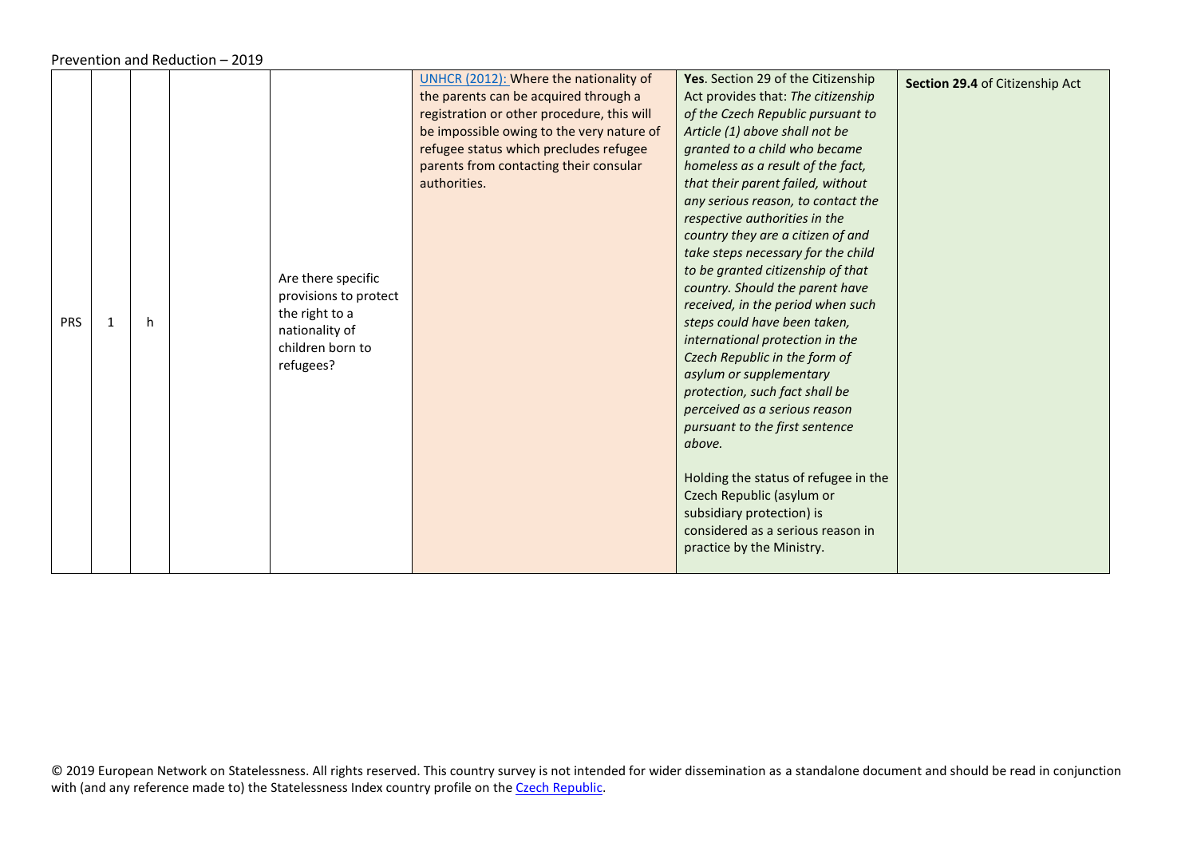| | | | | | | | |
|---|---|---|---|---|---|---|---|
| PRS | 1 | h | | Are there specific provisions to protect the right to a nationality of children born to refugees? | UNHCR (2012): Where the nationality of the parents can be acquired through a registration or other procedure, this will be impossible owing to the very nature of refugee status which precludes refugee parents from contacting their consular authorities. | **Yes**. Section 29 of the Citizenship Act provides that: *The citizenship of the Czech Republic pursuant to Article (1) above shall not be granted to a child who became homeless as a result of the fact, that their parent failed, without any serious reason, to contact the respective authorities in the country they are a citizen of and take steps necessary for the child to be granted citizenship of that country. Should the parent have received, in the period when such steps could have been taken, international protection in the Czech Republic in the form of asylum or supplementary protection, such fact shall be perceived as a serious reason pursuant to the first sentence above.*<br><br>Holding the status of refugee in the Czech Republic (asylum or subsidiary protection) is considered as a serious reason in practice by the Ministry. | **Section 29.4** of Citizenship Act |

© 2019 European Network on Statelessness. All rights reserved. This country survey is not intended for wider dissemination as a standalone document and should be read in conjunction with (and any reference made to) the Statelessness Index country profile on the Czech Republic.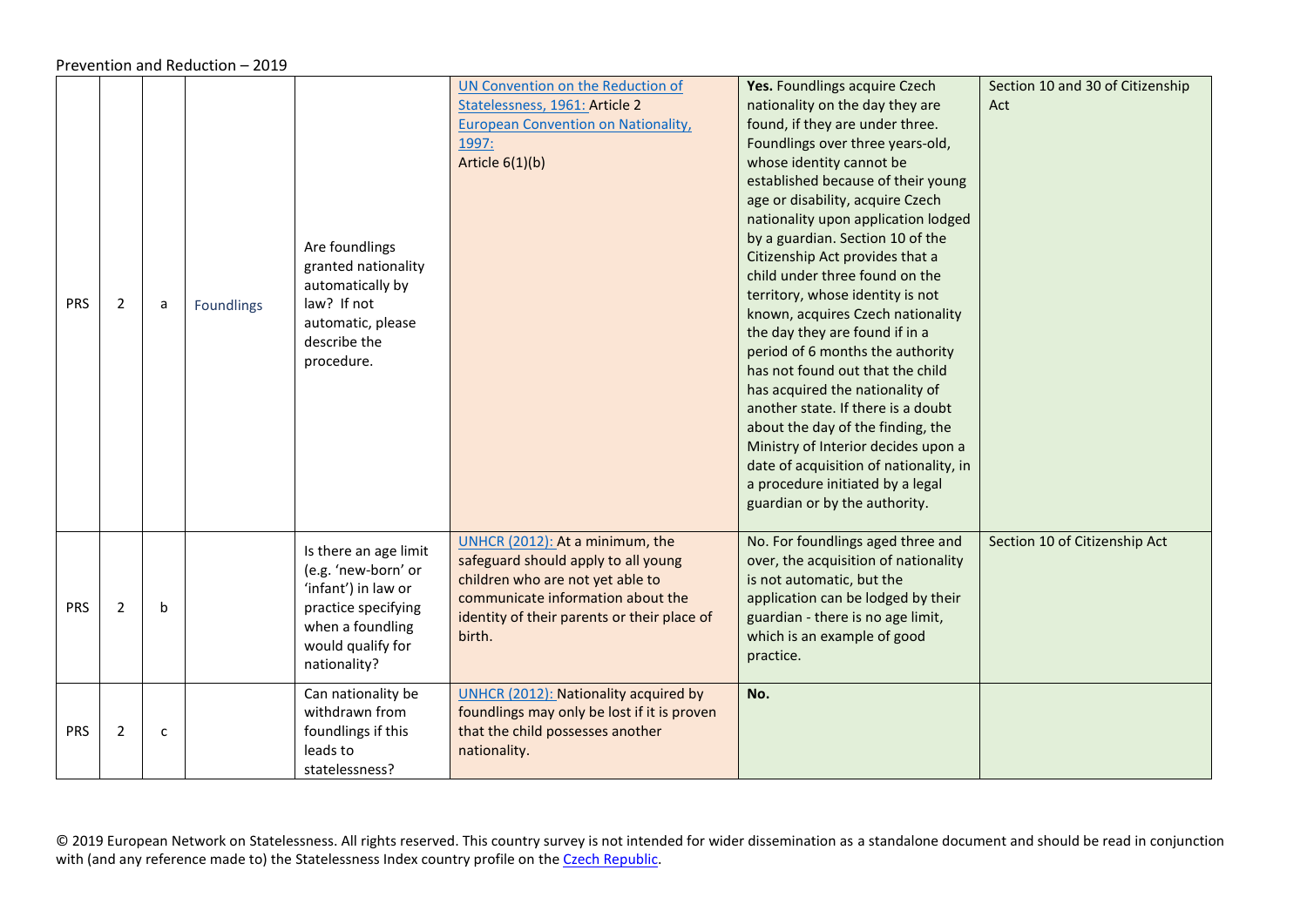Prevention and Reduction – 2019

| | | | | | | | |
|---|---|---|---|---|---|---|---|
| PRS | 2 | a | Foundlings | Are foundlings granted nationality automatically by law? If not automatic, please describe the procedure. | UN Convention on the Reduction of Statelessness, 1961: Article 2<br>European Convention on Nationality, 1997:<br>Article 6(1)(b) | **Yes.** Foundlings acquire Czech nationality on the day they are found, if they are under three. Foundlings over three years-old, whose identity cannot be established because of their young age or disability, acquire Czech nationality upon application lodged by a guardian. Section 10 of the Citizenship Act provides that a child under three found on the territory, whose identity is not known, acquires Czech nationality the day they are found if in a period of 6 months the authority has not found out that the child has acquired the nationality of another state. If there is a doubt about the day of the finding, the Ministry of Interior decides upon a date of acquisition of nationality, in a procedure initiated by a legal guardian or by the authority. | Section 10 and 30 of Citizenship Act |
| PRS | 2 | b | | Is there an age limit (e.g. 'new-born' or 'infant') in law or practice specifying when a foundling would qualify for nationality? | UNHCR (2012): At a minimum, the safeguard should apply to all young children who are not yet able to communicate information about the identity of their parents or their place of birth. | No. For foundlings aged three and over, the acquisition of nationality is not automatic, but the application can be lodged by their guardian - there is no age limit, which is an example of good practice. | Section 10 of Citizenship Act |
| PRS | 2 | c | | Can nationality be withdrawn from foundlings if this leads to statelessness? | UNHCR (2012): Nationality acquired by foundlings may only be lost if it is proven that the child possesses another nationality. | **No.** | |

© 2019 European Network on Statelessness. All rights reserved. This country survey is not intended for wider dissemination as a standalone document and should be read in conjunction with (and any reference made to) the Statelessness Index country profile on the Czech Republic.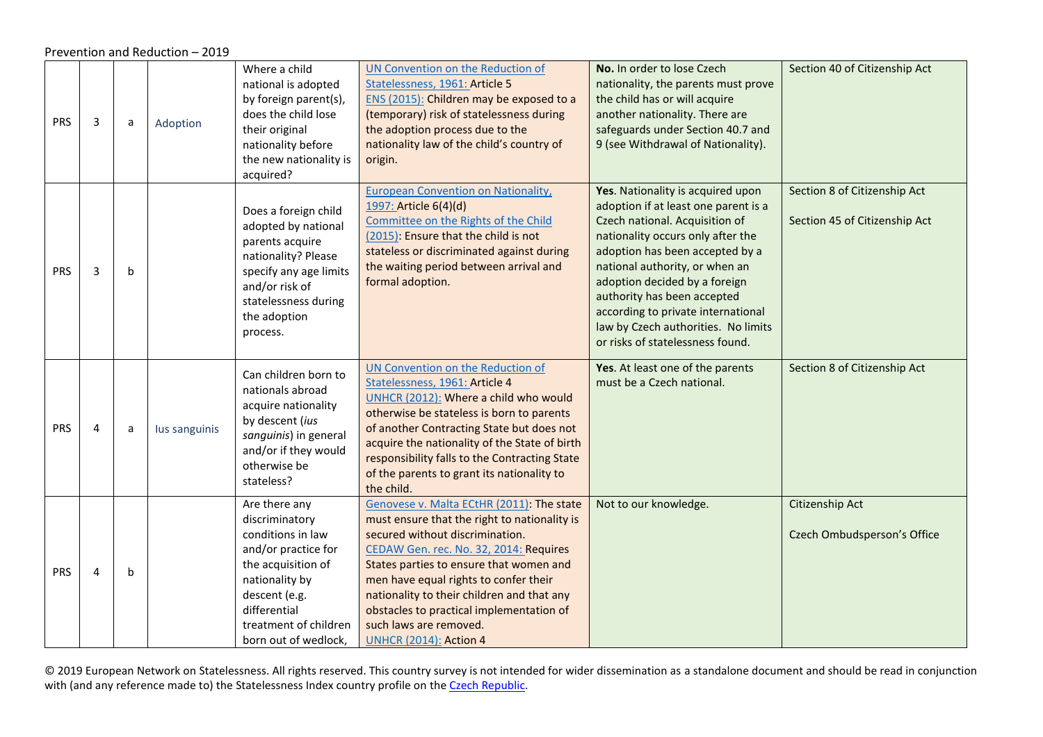Prevention and Reduction – 2019

| | | | | | | | |
|---|---|---|---|---|---|---|---|
| PRS | 3 | a | Adoption | Where a child national is adopted by foreign parent(s), does the child lose their original nationality before the new nationality is acquired? | UN Convention on the Reduction of Statelessness, 1961: Article 5<br>ENS (2015): Children may be exposed to a (temporary) risk of statelessness during the adoption process due to the nationality law of the child's country of origin. | **No.** In order to lose Czech nationality, the parents must prove the child has or will acquire another nationality. There are safeguards under Section 40.7 and 9 (see Withdrawal of Nationality). | Section 40 of Citizenship Act |
| PRS | 3 | b | | Does a foreign child adopted by national parents acquire nationality? Please specify any age limits and/or risk of statelessness during the adoption process. | European Convention on Nationality, 1997: Article 6(4)(d)<br>Committee on the Rights of the Child (2015): Ensure that the child is not stateless or discriminated against during the waiting period between arrival and formal adoption. | **Yes**. Nationality is acquired upon adoption if at least one parent is a Czech national. Acquisition of nationality occurs only after the adoption has been accepted by a national authority, or when an adoption decided by a foreign authority has been accepted according to private international law by Czech authorities. No limits or risks of statelessness found. | Section 8 of Citizenship Act<br><br>Section 45 of Citizenship Act |
| PRS | 4 | a | Ius sanguinis | Can children born to nationals abroad acquire nationality by descent (*ius sanguinis*) in general and/or if they would otherwise be stateless? | UN Convention on the Reduction of Statelessness, 1961: Article 4<br>UNHCR (2012): Where a child who would otherwise be stateless is born to parents of another Contracting State but does not acquire the nationality of the State of birth responsibility falls to the Contracting State of the parents to grant its nationality to the child. | **Yes**. At least one of the parents must be a Czech national. | Section 8 of Citizenship Act |
| PRS | 4 | b | | Are there any discriminatory conditions in law and/or practice for the acquisition of nationality by descent (e.g. differential treatment of children born out of wedlock, | Genovese v. Malta ECtHR (2011): The state must ensure that the right to nationality is secured without discrimination.<br>CEDAW Gen. rec. No. 32, 2014: Requires States parties to ensure that women and men have equal rights to confer their nationality to their children and that any obstacles to practical implementation of such laws are removed.<br>UNHCR (2014): Action 4 | Not to our knowledge. | Citizenship Act<br><br>Czech Ombudsperson's Office |

© 2019 European Network on Statelessness. All rights reserved. This country survey is not intended for wider dissemination as a standalone document and should be read in conjunction with (and any reference made to) the Statelessness Index country profile on the Czech Republic.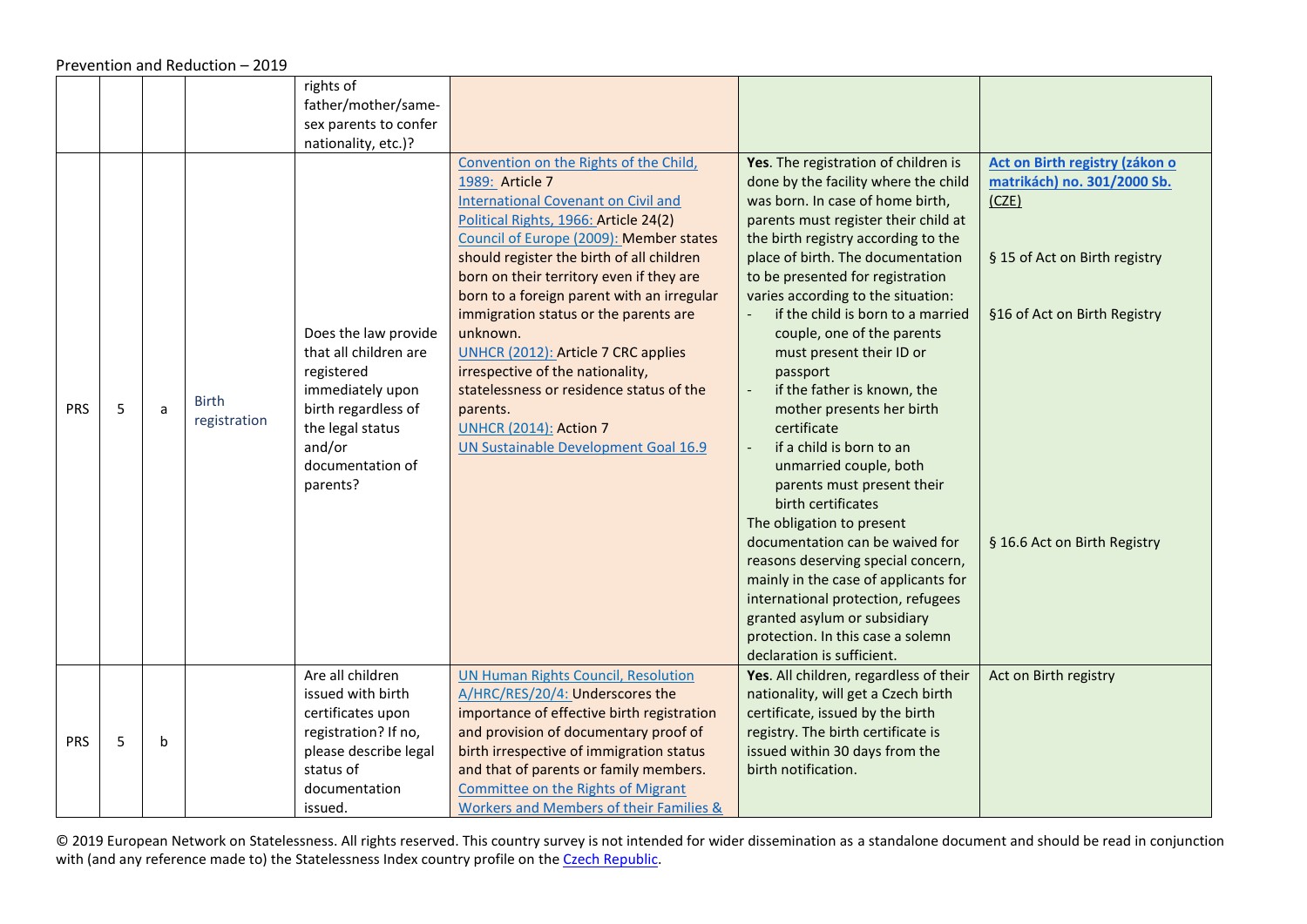| | | | | rights of father/mother/same-sex parents to confer nationality, etc.)? | | | |
|---|---|---|---|---|---|---|---|
| PRS | 5 | a | Birth registration | Does the law provide that all children are registered immediately upon birth regardless of the legal status and/or documentation of parents? | Convention on the Rights of the Child, 1989: Article 7<br>International Covenant on Civil and Political Rights, 1966: Article 24(2)<br>Council of Europe (2009): Member states should register the birth of all children born on their territory even if they are born to a foreign parent with an irregular immigration status or the parents are unknown.<br>UNHCR (2012): Article 7 CRC applies irrespective of the nationality, statelessness or residence status of the parents.<br>UNHCR (2014): Action 7<br>UN Sustainable Development Goal 16.9 | **Yes**. The registration of children is done by the facility where the child was born. In case of home birth, parents must register their child at the birth registry according to the place of birth. The documentation to be presented for registration varies according to the situation:<br>- if the child is born to a married couple, one of the parents must present their ID or passport<br>- if the father is known, the mother presents her birth certificate<br>- if a child is born to an unmarried couple, both parents must present their birth certificates<br>The obligation to present documentation can be waived for reasons deserving special concern, mainly in the case of applicants for international protection, refugees granted asylum or subsidiary protection. In this case a solemn declaration is sufficient. | **Act on Birth registry (zákon o matrikách) no. 301/2000 Sb.** (CZE)<br><br>§ 15 of Act on Birth registry<br><br>§16 of Act on Birth Registry<br><br>§ 16.6 Act on Birth Registry |
| PRS | 5 | b | | Are all children issued with birth certificates upon registration? If no, please describe legal status of documentation issued. | UN Human Rights Council, Resolution A/HRC/RES/20/4: Underscores the importance of effective birth registration and provision of documentary proof of birth irrespective of immigration status and that of parents or family members.<br>Committee on the Rights of Migrant Workers and Members of their Families & | **Yes**. All children, regardless of their nationality, will get a Czech birth certificate, issued by the birth registry. The birth certificate is issued within 30 days from the birth notification. | Act on Birth registry |

© 2019 European Network on Statelessness. All rights reserved. This country survey is not intended for wider dissemination as a standalone document and should be read in conjunction with (and any reference made to) the Statelessness Index country profile on the Czech Republic.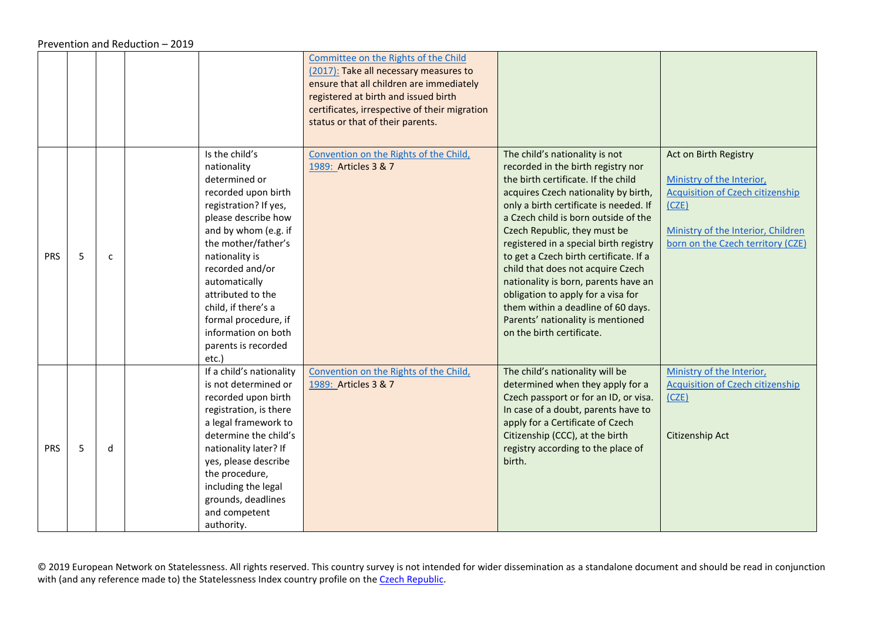| | | | | | | | |
|---|---|---|---|---|---|---|---|
| | | | | | Committee on the Rights of the Child (2017): Take all necessary measures to ensure that all children are immediately registered at birth and issued birth certificates, irrespective of their migration status or that of their parents. | | |
| PRS | 5 | c | | Is the child's nationality determined or recorded upon birth registration? If yes, please describe how and by whom (e.g. if the mother/father's nationality is recorded and/or automatically attributed to the child, if there's a formal procedure, if information on both parents is recorded etc.) | Convention on the Rights of the Child, 1989: Articles 3 & 7 | The child's nationality is not recorded in the birth registry nor the birth certificate. If the child acquires Czech nationality by birth, only a birth certificate is needed. If a Czech child is born outside of the Czech Republic, they must be registered in a special birth registry to get a Czech birth certificate. If a child that does not acquire Czech nationality is born, parents have an obligation to apply for a visa for them within a deadline of 60 days. Parents' nationality is mentioned on the birth certificate. | Act on Birth Registry<br><br>Ministry of the Interior, Acquisition of Czech citizenship (CZE)<br><br>Ministry of the Interior, Children born on the Czech territory (CZE) |
| PRS | 5 | d | | If a child's nationality is not determined or recorded upon birth registration, is there a legal framework to determine the child's nationality later? If yes, please describe the procedure, including the legal grounds, deadlines and competent authority. | Convention on the Rights of the Child, 1989: Articles 3 & 7 | The child's nationality will be determined when they apply for a Czech passport or for an ID, or visa. In case of a doubt, parents have to apply for a Certificate of Czech Citizenship (CCC), at the birth registry according to the place of birth. | Ministry of the Interior, Acquisition of Czech citizenship (CZE)<br><br>Citizenship Act |

© 2019 European Network on Statelessness. All rights reserved. This country survey is not intended for wider dissemination as a standalone document and should be read in conjunction with (and any reference made to) the Statelessness Index country profile on the Czech Republic.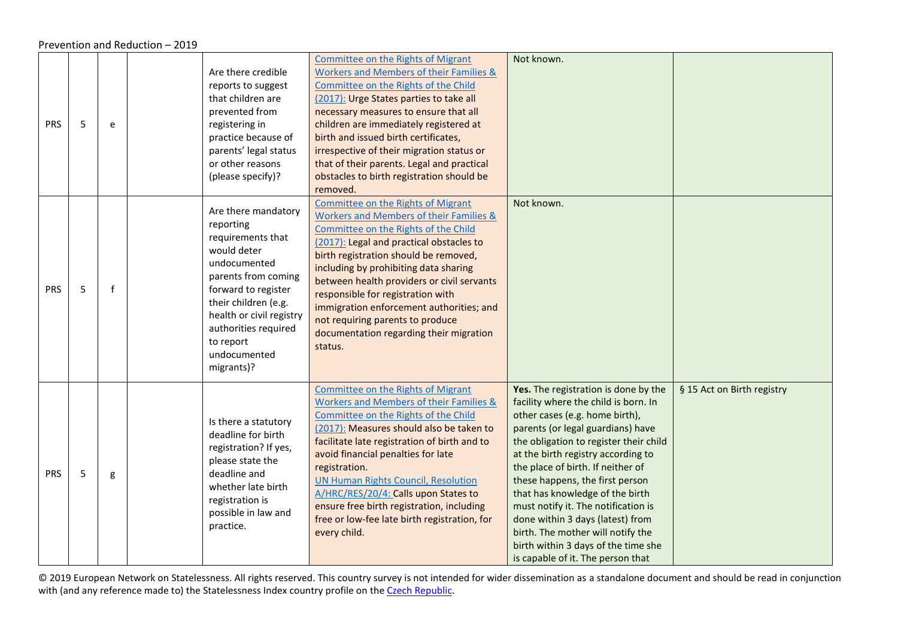Prevention and Reduction – 2019

| | | | | | | | |
|---|---|---|---|---|---|---|---|
| PRS | 5 | e | | Are there credible reports to suggest that children are prevented from registering in practice because of parents' legal status or other reasons (please specify)? | Committee on the Rights of Migrant Workers and Members of their Families & Committee on the Rights of the Child (2017): Urge States parties to take all necessary measures to ensure that all children are immediately registered at birth and issued birth certificates, irrespective of their migration status or that of their parents. Legal and practical obstacles to birth registration should be removed. | Not known. | |
| PRS | 5 | f | | Are there mandatory reporting requirements that would deter undocumented parents from coming forward to register their children (e.g. health or civil registry authorities required to report undocumented migrants)? | Committee on the Rights of Migrant Workers and Members of their Families & Committee on the Rights of the Child (2017): Legal and practical obstacles to birth registration should be removed, including by prohibiting data sharing between health providers or civil servants responsible for registration with immigration enforcement authorities; and not requiring parents to produce documentation regarding their migration status. | Not known. | |
| PRS | 5 | g | | Is there a statutory deadline for birth registration? If yes, please state the deadline and whether late birth registration is possible in law and practice. | Committee on the Rights of Migrant Workers and Members of their Families & Committee on the Rights of the Child (2017): Measures should also be taken to facilitate late registration of birth and to avoid financial penalties for late registration. UN Human Rights Council, Resolution A/HRC/RES/20/4: Calls upon States to ensure free birth registration, including free or low-fee late birth registration, for every child. | **Yes.** The registration is done by the facility where the child is born. In other cases (e.g. home birth), parents (or legal guardians) have the obligation to register their child at the birth registry according to the place of birth. If neither of these happens, the first person that has knowledge of the birth must notify it. The notification is done within 3 days (latest) from birth. The mother will notify the birth within 3 days of the time she is capable of it. The person that | § 15 Act on Birth registry |

© 2019 European Network on Statelessness. All rights reserved. This country survey is not intended for wider dissemination as a standalone document and should be read in conjunction with (and any reference made to) the Statelessness Index country profile on the Czech Republic.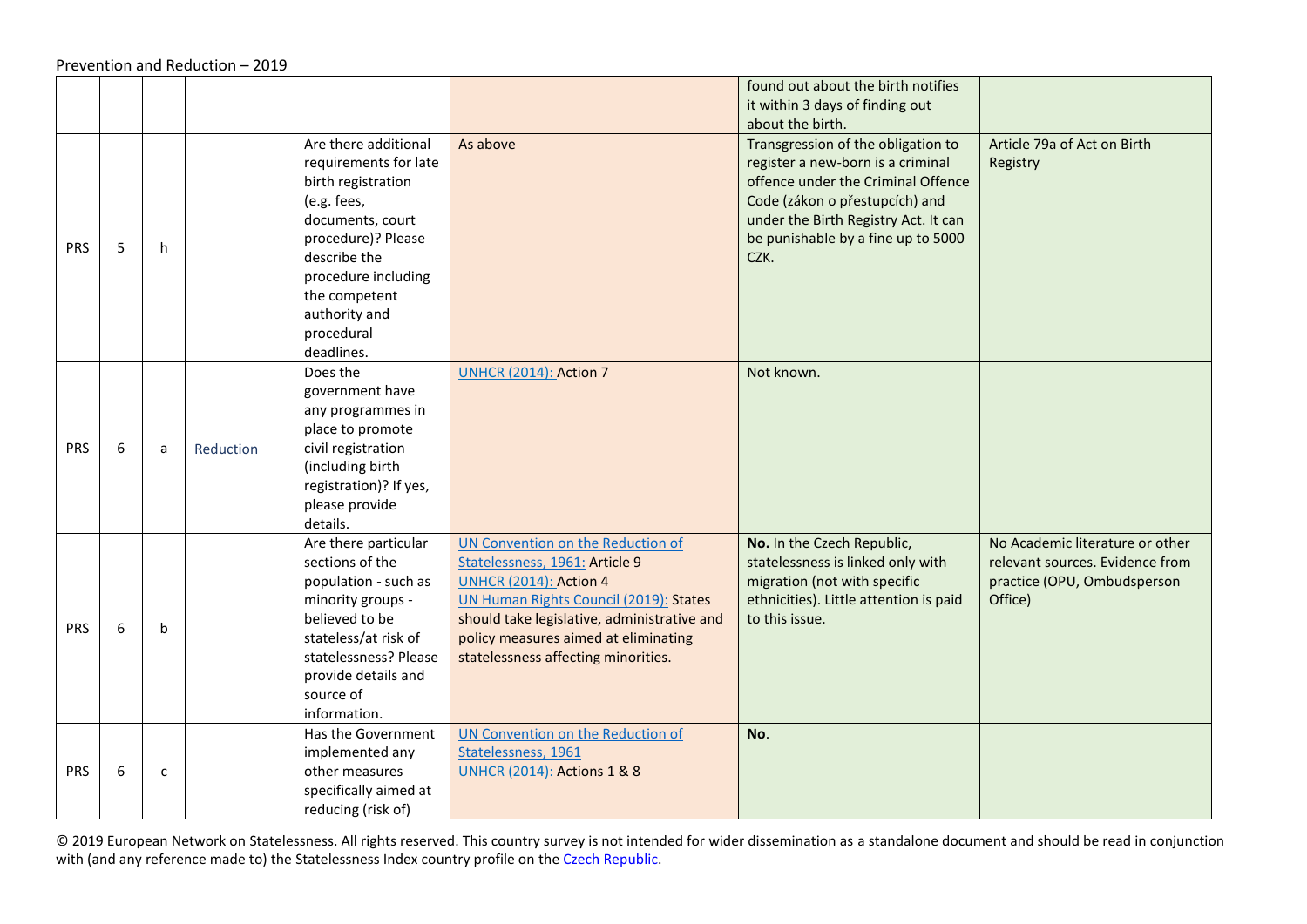Prevention and Reduction – 2019

| | | | | | | | |
|---|---|---|---|---|---|---|---|
| | | | | | | found out about the birth notifies it within 3 days of finding out about the birth. | |
| PRS | 5 | h | | Are there additional requirements for late birth registration (e.g. fees, documents, court procedure)? Please describe the procedure including the competent authority and procedural deadlines. | As above | Transgression of the obligation to register a new-born is a criminal offence under the Criminal Offence Code (zákon o přestupcích) and under the Birth Registry Act. It can be punishable by a fine up to 5000 CZK. | Article 79a of Act on Birth Registry |
| PRS | 6 | a | Reduction | Does the government have any programmes in place to promote civil registration (including birth registration)? If yes, please provide details. | UNHCR (2014): Action 7 | Not known. | |
| PRS | 6 | b | | Are there particular sections of the population - such as minority groups - believed to be stateless/at risk of statelessness? Please provide details and source of information. | UN Convention on the Reduction of Statelessness, 1961: Article 9<br>UNHCR (2014): Action 4<br>UN Human Rights Council (2019): States should take legislative, administrative and policy measures aimed at eliminating statelessness affecting minorities. | **No.** In the Czech Republic, statelessness is linked only with migration (not with specific ethnicities). Little attention is paid to this issue. | No Academic literature or other relevant sources. Evidence from practice (OPU, Ombudsperson Office) |
| PRS | 6 | c | | Has the Government implemented any other measures specifically aimed at reducing (risk of) | UN Convention on the Reduction of Statelessness, 1961<br>UNHCR (2014): Actions 1 & 8 | **No**. | |

© 2019 European Network on Statelessness. All rights reserved. This country survey is not intended for wider dissemination as a standalone document and should be read in conjunction with (and any reference made to) the Statelessness Index country profile on the Czech Republic.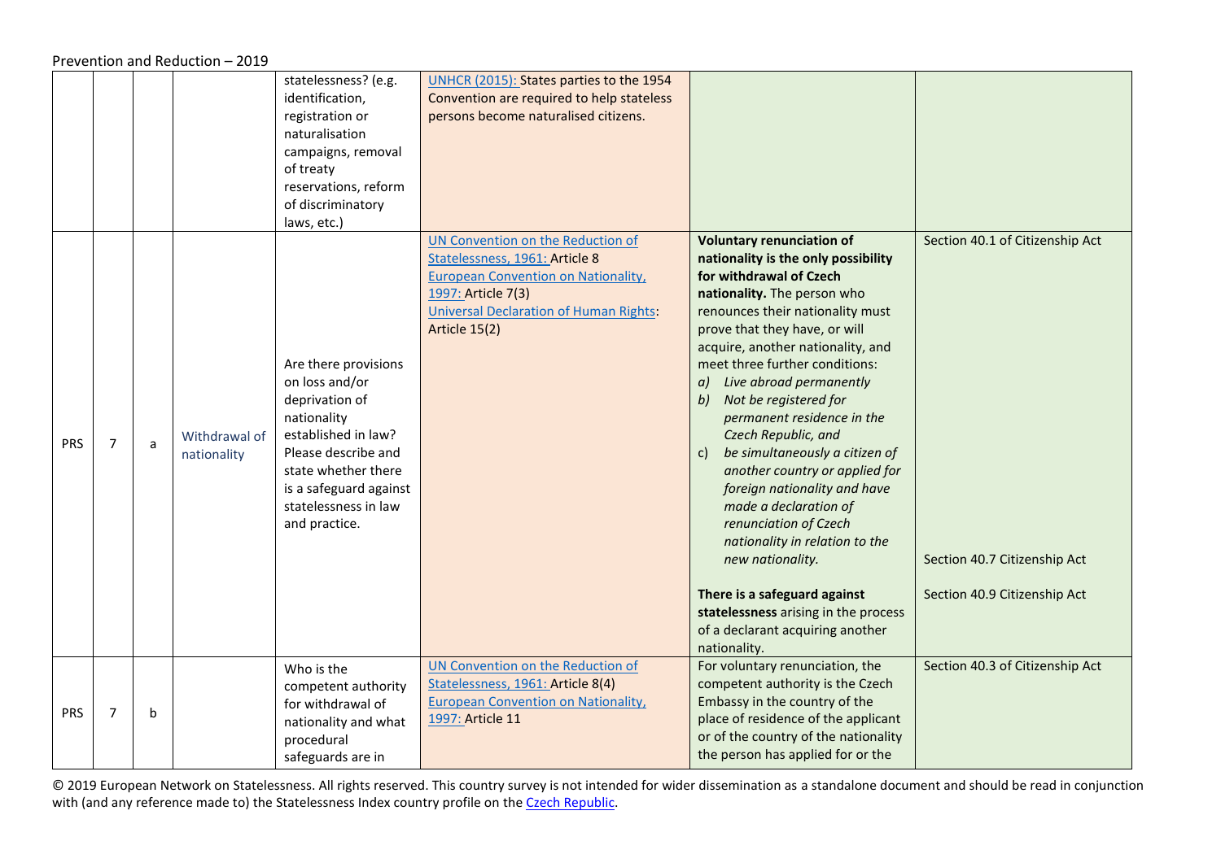| | | | | | | | |
|---|---|---|---|---|---|---|---|
| | | | | statelessness? (e.g. identification, registration or naturalisation campaigns, removal of treaty reservations, reform of discriminatory laws, etc.) | UNHCR (2015): States parties to the 1954 Convention are required to help stateless persons become naturalised citizens. | | |
| PRS | 7 | a | Withdrawal of nationality | Are there provisions on loss and/or deprivation of nationality established in law? Please describe and state whether there is a safeguard against statelessness in law and practice. | UN Convention on the Reduction of Statelessness, 1961: Article 8<br>European Convention on Nationality, 1997: Article 7(3)<br>Universal Declaration of Human Rights: Article 15(2) | **Voluntary renunciation of nationality is the only possibility for withdrawal of Czech nationality.** The person who renounces their nationality must prove that they have, or will acquire, another nationality, and meet three further conditions:<br>a) *Live abroad permanently*<br>b) *Not be registered for permanent residence in the Czech Republic, and*<br>c) *be simultaneously a citizen of another country or applied for foreign nationality and have made a declaration of renunciation of Czech nationality in relation to the new nationality.*<br><br>**There is a safeguard against statelessness** arising in the process of a declarant acquiring another nationality. | Section 40.1 of Citizenship Act<br><br>Section 40.7 Citizenship Act<br><br>Section 40.9 Citizenship Act |
| PRS | 7 | b | | Who is the competent authority for withdrawal of nationality and what procedural safeguards are in | UN Convention on the Reduction of Statelessness, 1961: Article 8(4)<br>European Convention on Nationality, 1997: Article 11 | For voluntary renunciation, the competent authority is the Czech Embassy in the country of the place of residence of the applicant or of the country of the nationality the person has applied for or the | Section 40.3 of Citizenship Act |

© 2019 European Network on Statelessness. All rights reserved. This country survey is not intended for wider dissemination as a standalone document and should be read in conjunction with (and any reference made to) the Statelessness Index country profile on the Czech Republic.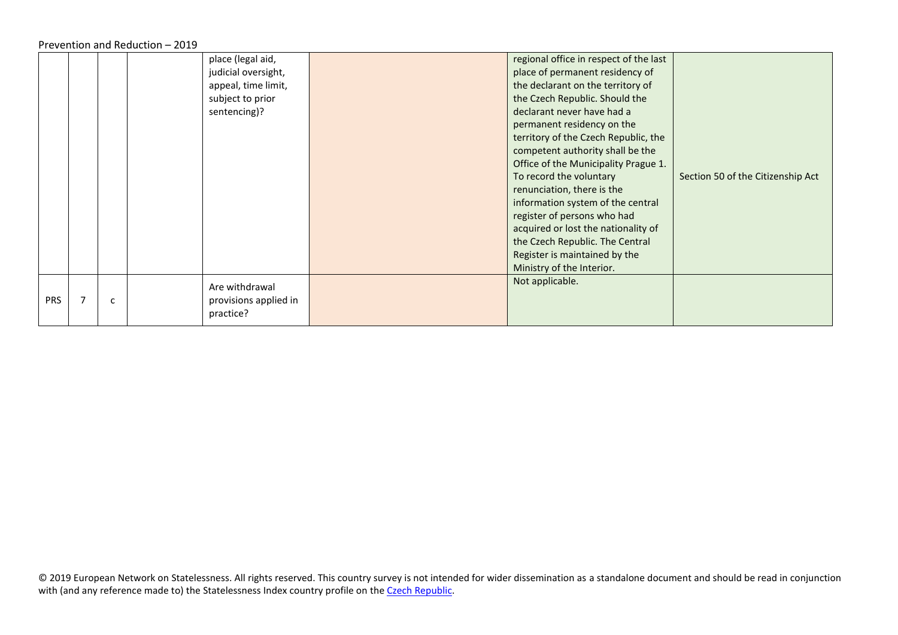| | | | | place (legal aid, judicial oversight, appeal, time limit, subject to prior sentencing)? | | regional office in respect of the last place of permanent residency of the declarant on the territory of the Czech Republic. Should the declarant never have had a permanent residency on the territory of the Czech Republic, the competent authority shall be the Office of the Municipality Prague 1. To record the voluntary renunciation, there is the information system of the central register of persons who had acquired or lost the nationality of the Czech Republic. The Central Register is maintained by the Ministry of the Interior. | Section 50 of the Citizenship Act |
|---|---|---|---|---|---|---|---|
| PRS | 7 | c | | Are withdrawal provisions applied in practice? | | Not applicable. | |

© 2019 European Network on Statelessness. All rights reserved. This country survey is not intended for wider dissemination as a standalone document and should be read in conjunction with (and any reference made to) the Statelessness Index country profile on the Czech Republic.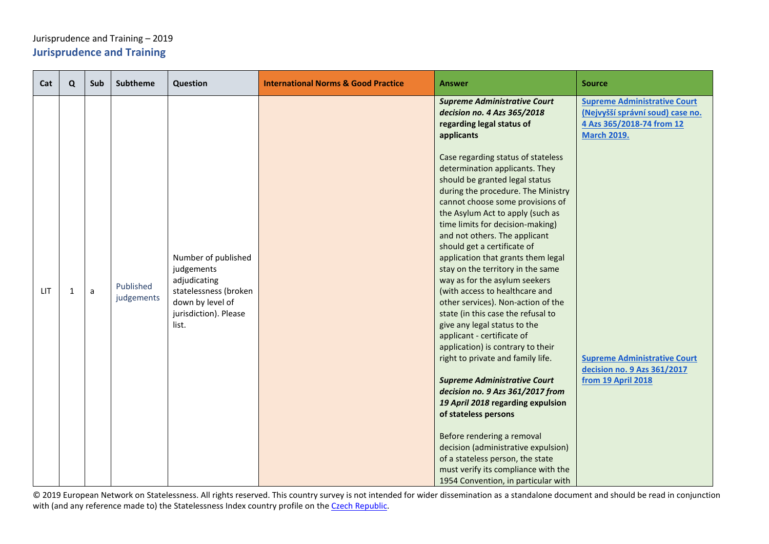Jurisprudence and Training – 2019

## Jurisprudence and Training

| Cat | Q | Sub | Subtheme | Question | International Norms & Good Practice | Answer | Source |
|---|---|---|---|---|---|---|---|
| LIT | 1 | a | Published judgements | Number of published judgements adjudicating statelessness (broken down by level of jurisdiction). Please list. | | ***Supreme Administrative Court decision no. 4 Azs 365/2018* regarding legal status of applicants**<br><br>Case regarding status of stateless determination applicants. They should be granted legal status during the procedure. The Ministry cannot choose some provisions of the Asylum Act to apply (such as time limits for decision-making) and not others. The applicant should get a certificate of application that grants them legal stay on the territory in the same way as for the asylum seekers (with access to healthcare and other services). Non-action of the state (in this case the refusal to give any legal status to the applicant - certificate of application) is contrary to their right to private and family life.<br><br>***Supreme Administrative Court decision no. 9 Azs 361/2017 from 19 April 2018* regarding expulsion of stateless persons**<br><br>Before rendering a removal decision (administrative expulsion) of a stateless person, the state must verify its compliance with the 1954 Convention, in particular with | [Supreme Administrative Court (Nejvyšší správní soud) case no. 4 Azs 365/2018-74 from 12 March 2019.]()<br><br>[Supreme Administrative Court decision no. 9 Azs 361/2017 from 19 April 2018]() |

© 2019 European Network on Statelessness. All rights reserved. This country survey is not intended for wider dissemination as a standalone document and should be read in conjunction with (and any reference made to) the Statelessness Index country profile on the [Czech Republic]().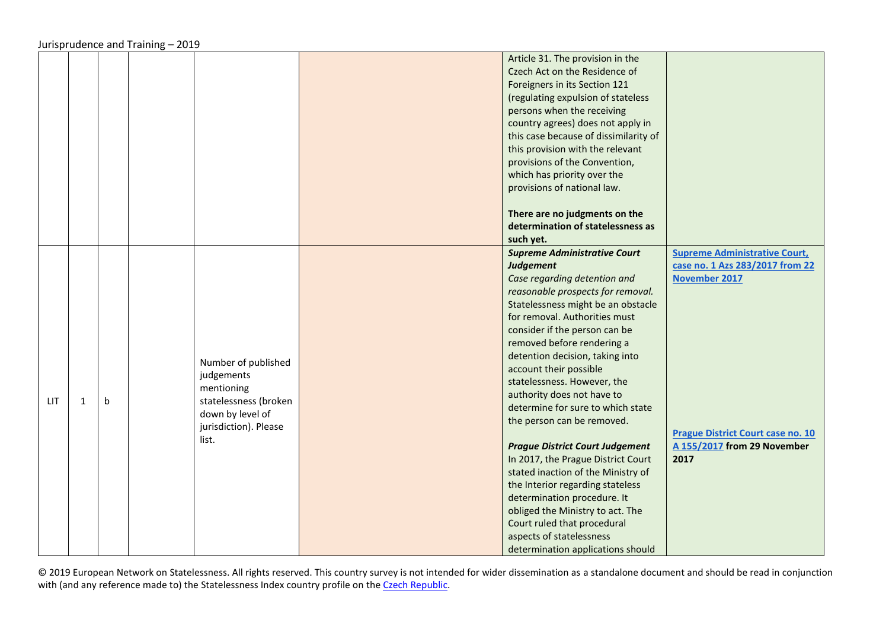| | | | | | | | |
|---|---|---|---|---|---|---|---|
| | | | | | | Article 31. The provision in the Czech Act on the Residence of Foreigners in its Section 121 (regulating expulsion of stateless persons when the receiving country agrees) does not apply in this case because of dissimilarity of this provision with the relevant provisions of the Convention, which has priority over the provisions of national law.<br><br>**There are no judgments on the determination of statelessness as such yet.** | |
| LIT | 1 | b | | Number of published judgements mentioning statelessness (broken down by level of jurisdiction). Please list. | | ***Supreme Administrative Court Judgement***<br>*Case regarding detention and reasonable prospects for removal.* Statelessness might be an obstacle for removal. Authorities must consider if the person can be removed before rendering a detention decision, taking into account their possible statelessness. However, the authority does not have to determine for sure to which state the person can be removed.<br><br>***Prague District Court Judgement***<br>In 2017, the Prague District Court stated inaction of the Ministry of the Interior regarding stateless determination procedure. It obliged the Ministry to act. The Court ruled that procedural aspects of statelessness determination applications should | **Supreme Administrative Court, case no. 1 Azs 283/2017 from 22 November 2017**<br><br>**Prague District Court case no. 10 A 155/2017 from 29 November 2017** |

© 2019 European Network on Statelessness. All rights reserved. This country survey is not intended for wider dissemination as a standalone document and should be read in conjunction with (and any reference made to) the Statelessness Index country profile on the Czech Republic.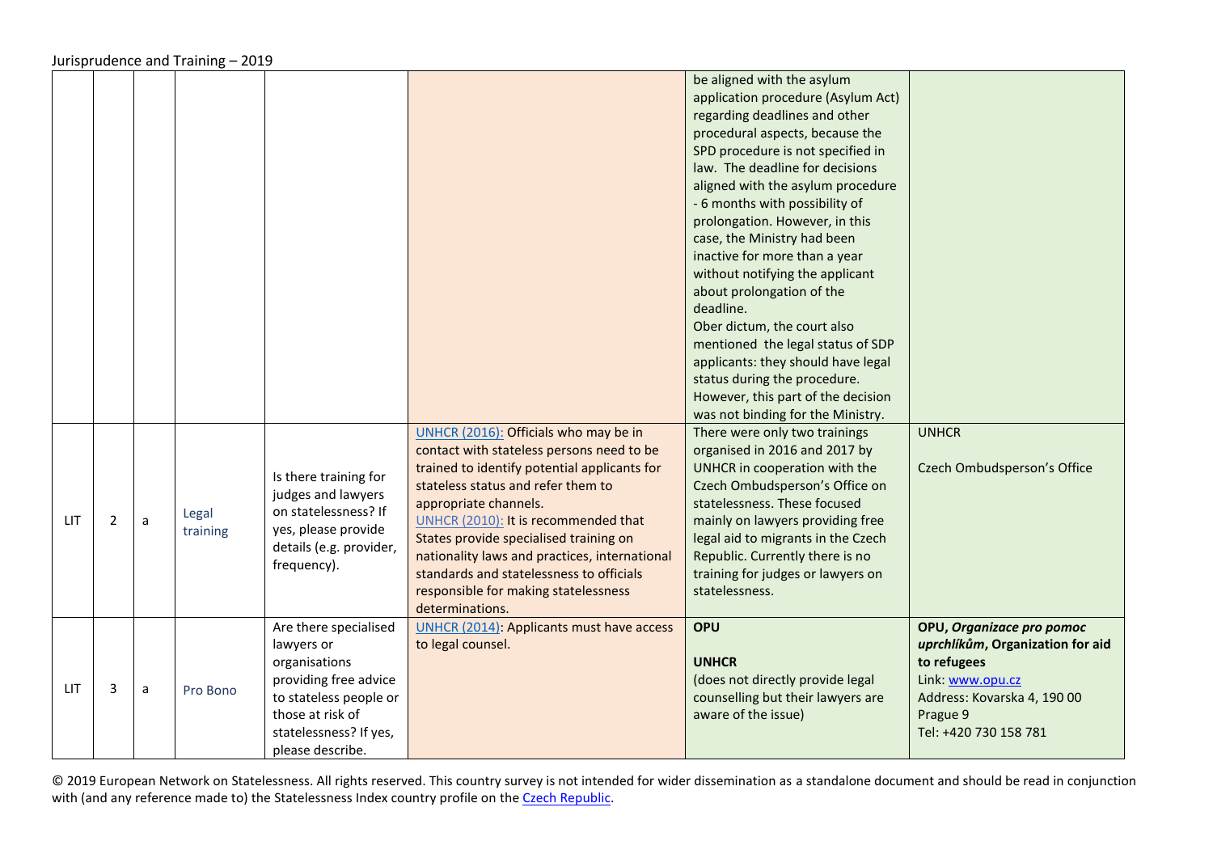| | | | | | | | |
|---|---|---|---|---|---|---|---|
| | | | | | | be aligned with the asylum application procedure (Asylum Act) regarding deadlines and other procedural aspects, because the SPD procedure is not specified in law. The deadline for decisions aligned with the asylum procedure - 6 months with possibility of prolongation. However, in this case, the Ministry had been inactive for more than a year without notifying the applicant about prolongation of the deadline.<br>Ober dictum, the court also mentioned the legal status of SDP applicants: they should have legal status during the procedure. However, this part of the decision was not binding for the Ministry. | |
| LIT | 2 | a | Legal training | Is there training for judges and lawyers on statelessness? If yes, please provide details (e.g. provider, frequency). | UNHCR (2016): Officials who may be in contact with stateless persons need to be trained to identify potential applicants for stateless status and refer them to appropriate channels.<br>UNHCR (2010): It is recommended that States provide specialised training on nationality laws and practices, international standards and statelessness to officials responsible for making statelessness determinations. | There were only two trainings organised in 2016 and 2017 by UNHCR in cooperation with the Czech Ombudsperson's Office on statelessness. These focused mainly on lawyers providing free legal aid to migrants in the Czech Republic. Currently there is no training for judges or lawyers on statelessness. | UNHCR<br><br>Czech Ombudsperson's Office |
| LIT | 3 | a | Pro Bono | Are there specialised lawyers or organisations providing free advice to stateless people or those at risk of statelessness? If yes, please describe. | UNHCR (2014): Applicants must have access to legal counsel. | **OPU**<br><br>**UNHCR**<br>(does not directly provide legal counselling but their lawyers are aware of the issue) | **OPU, *Organizace pro pomoc uprchlíkům*, Organization for aid to refugees**<br>Link: www.opu.cz<br>Address: Kovarska 4, 190 00 Prague 9<br>Tel: +420 730 158 781 |

© 2019 European Network on Statelessness. All rights reserved. This country survey is not intended for wider dissemination as a standalone document and should be read in conjunction with (and any reference made to) the Statelessness Index country profile on the Czech Republic.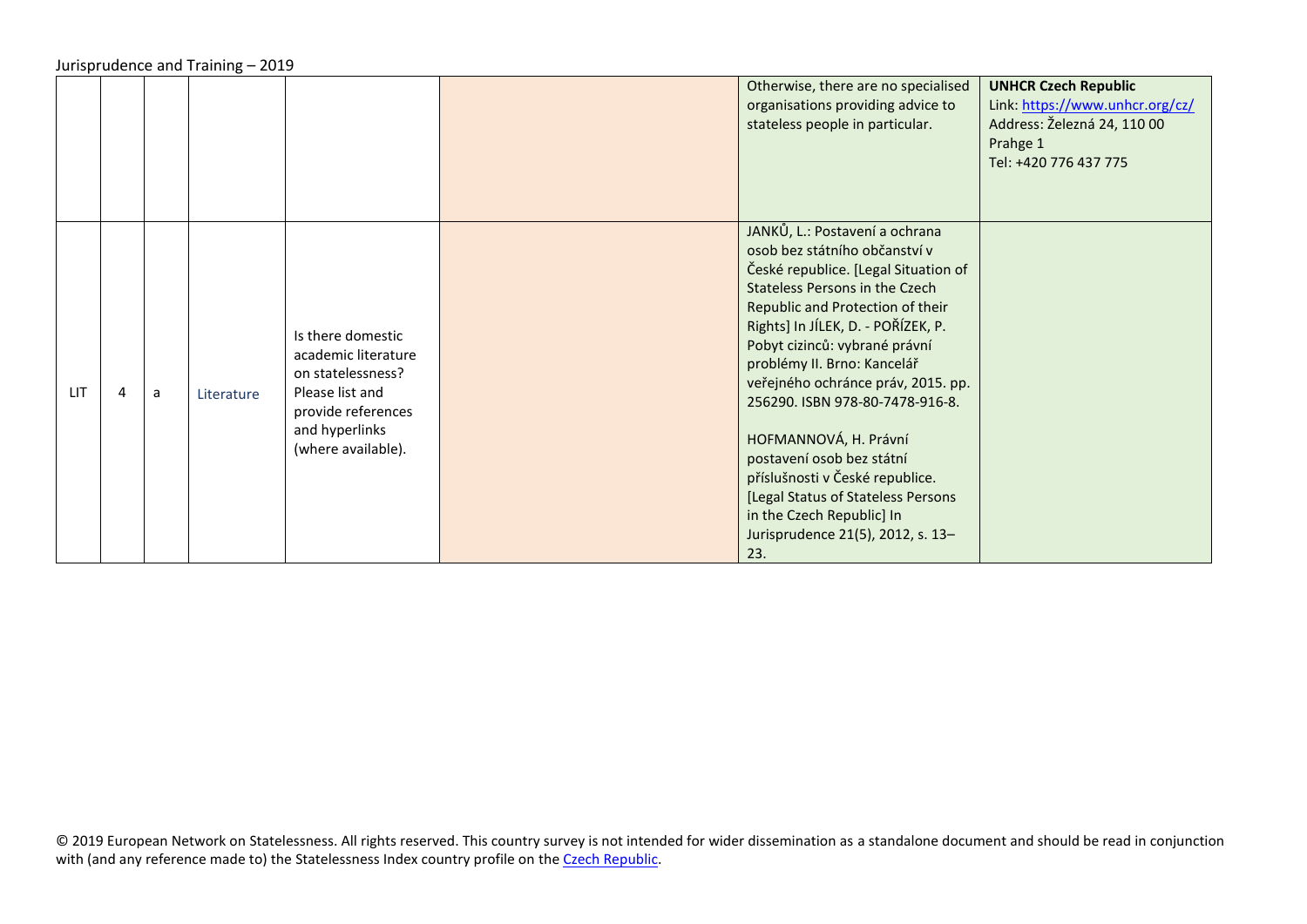| | | | | | | | |
|---|---|---|---|---|---|---|---|
| | | | | | | Otherwise, there are no specialised organisations providing advice to stateless people in particular. | **UNHCR Czech Republic**<br>Link: https://www.unhcr.org/cz/<br>Address: Železná 24, 110 00 Prahge 1<br>Tel: +420 776 437 775 |
| LIT | 4 | a | Literature | Is there domestic academic literature on statelessness? Please list and provide references and hyperlinks (where available). | | JANKŮ, L.: Postavení a ochrana osob bez státního občanství v České republice. [Legal Situation of Stateless Persons in the Czech Republic and Protection of their Rights] In JÍLEK, D. - POŘÍZEK, P. Pobyt cizinců: vybrané právní problémy II. Brno: Kancelář veřejného ochránce práv, 2015. pp. 256290. ISBN 978-80-7478-916-8.<br><br>HOFMANNOVÁ, H. Právní postavení osob bez státní příslušnosti v České republice. [Legal Status of Stateless Persons in the Czech Republic] In Jurisprudence 21(5), 2012, s. 13–23. | |

© 2019 European Network on Statelessness. All rights reserved. This country survey is not intended for wider dissemination as a standalone document and should be read in conjunction with (and any reference made to) the Statelessness Index country profile on the Czech Republic.